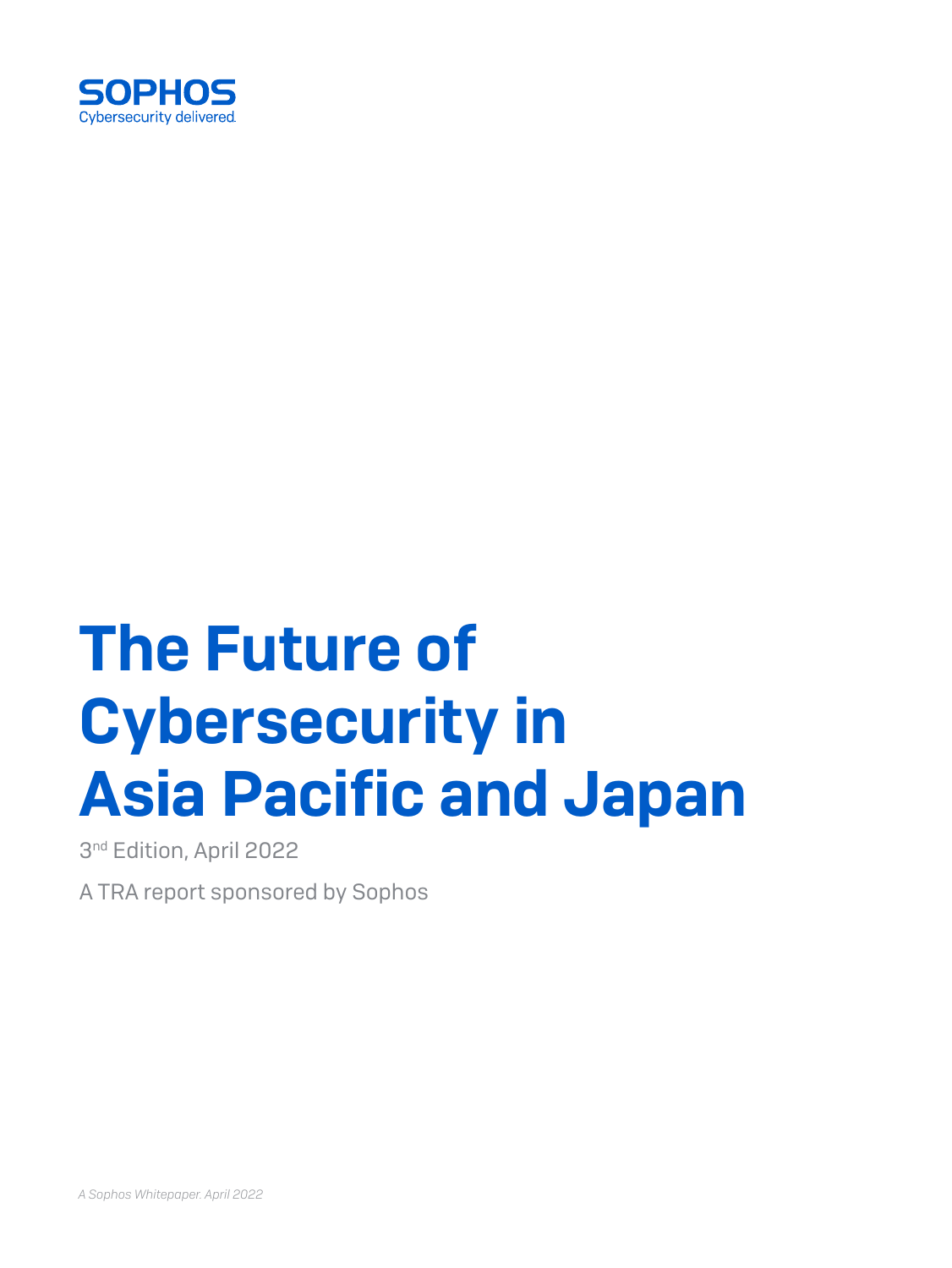SOPHOS

Cybersecurity delivered.

# The Future of Cybersecurity in Asia Pacific and Japan

3rd Edition, April 2022

A TRA report sponsored by Sophos

*A Sophos Whitepaper. April 2022*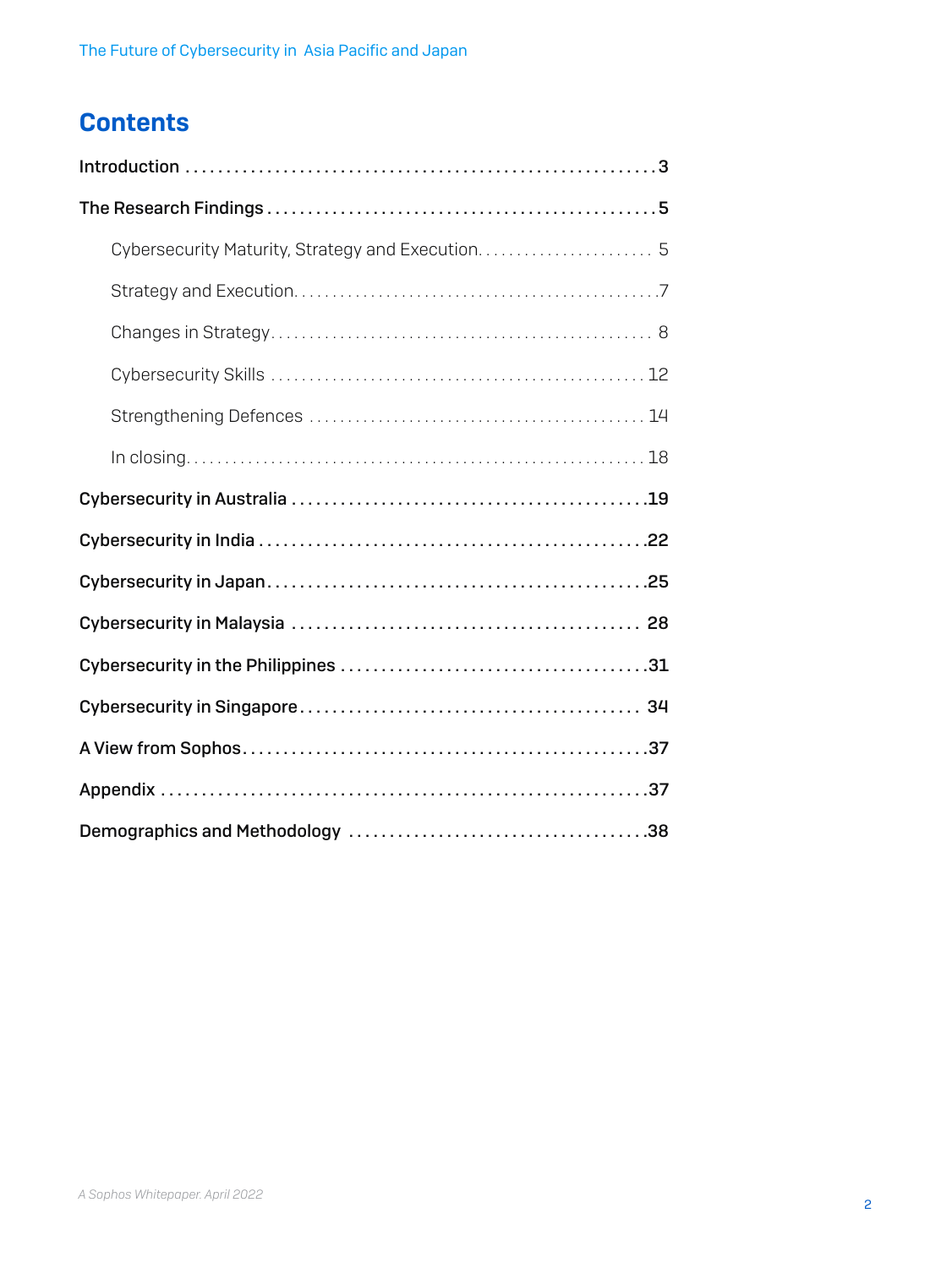# Contents

| | |
|---|---|
| **Introduction** | **3** |
| **The Research Findings** | **5** |
| Cybersecurity Maturity, Strategy and Execution | 5 |
| Strategy and Execution | 7 |
| Changes in Strategy | 8 |
| Cybersecurity Skills | 12 |
| Strengthening Defences | 14 |
| In closing | 18 |
| **Cybersecurity in Australia** | **19** |
| **Cybersecurity in India** | **22** |
| **Cybersecurity in Japan** | **25** |
| **Cybersecurity in Malaysia** | **28** |
| **Cybersecurity in the Philippines** | **31** |
| **Cybersecurity in Singapore** | **34** |
| **A View from Sophos** | **37** |
| **Appendix** | **37** |
| **Demographics and Methodology** | **38** |

*A Sophos Whitepaper. April 2022*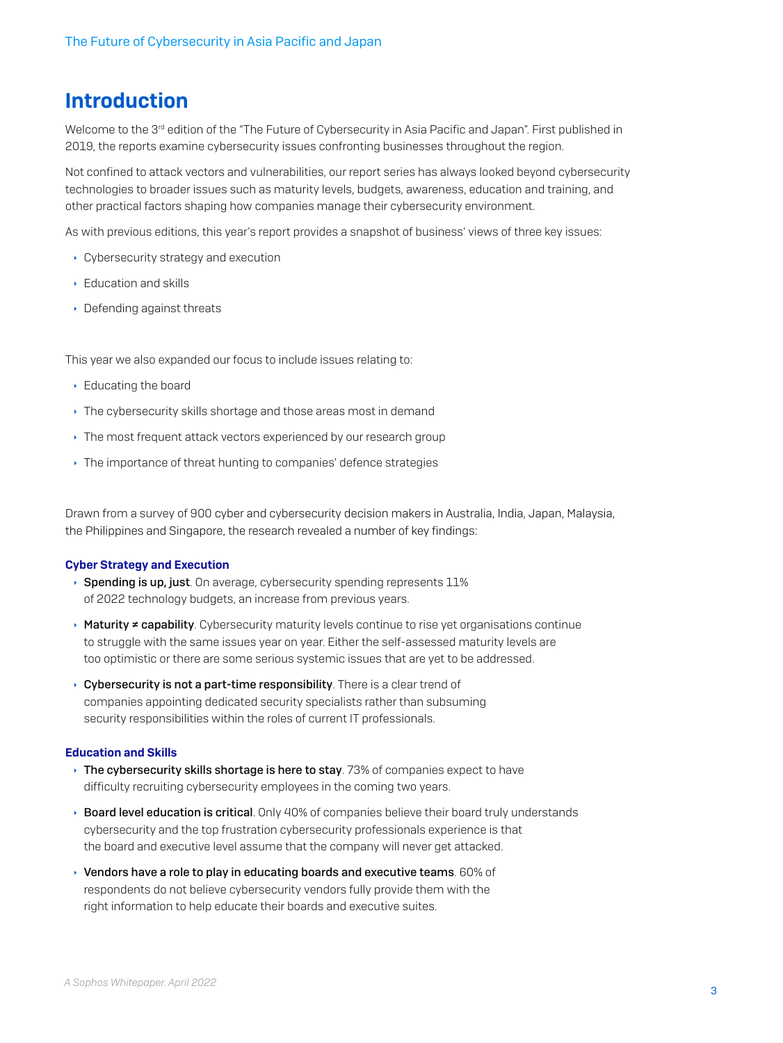# Introduction

Welcome to the 3rd edition of the "The Future of Cybersecurity in Asia Pacific and Japan". First published in 2019, the reports examine cybersecurity issues confronting businesses throughout the region.

Not confined to attack vectors and vulnerabilities, our report series has always looked beyond cybersecurity technologies to broader issues such as maturity levels, budgets, awareness, education and training, and other practical factors shaping how companies manage their cybersecurity environment.

As with previous editions, this year's report provides a snapshot of business' views of three key issues:

- Cybersecurity strategy and execution
- Education and skills
- Defending against threats

This year we also expanded our focus to include issues relating to:

- Educating the board
- The cybersecurity skills shortage and those areas most in demand
- The most frequent attack vectors experienced by our research group
- The importance of threat hunting to companies' defence strategies

Drawn from a survey of 900 cyber and cybersecurity decision makers in Australia, India, Japan, Malaysia, the Philippines and Singapore, the research revealed a number of key findings:

### Cyber Strategy and Execution

- **Spending is up, just**. On average, cybersecurity spending represents 11% of 2022 technology budgets, an increase from previous years.
- **Maturity ≠ capability**. Cybersecurity maturity levels continue to rise yet organisations continue to struggle with the same issues year on year. Either the self-assessed maturity levels are too optimistic or there are some serious systemic issues that are yet to be addressed.
- **Cybersecurity is not a part-time responsibility**. There is a clear trend of companies appointing dedicated security specialists rather than subsuming security responsibilities within the roles of current IT professionals.

### Education and Skills

- **The cybersecurity skills shortage is here to stay**. 73% of companies expect to have difficulty recruiting cybersecurity employees in the coming two years.
- **Board level education is critical**. Only 40% of companies believe their board truly understands cybersecurity and the top frustration cybersecurity professionals experience is that the board and executive level assume that the company will never get attacked.
- **Vendors have a role to play in educating boards and executive teams**. 60% of respondents do not believe cybersecurity vendors fully provide them with the right information to help educate their boards and executive suites.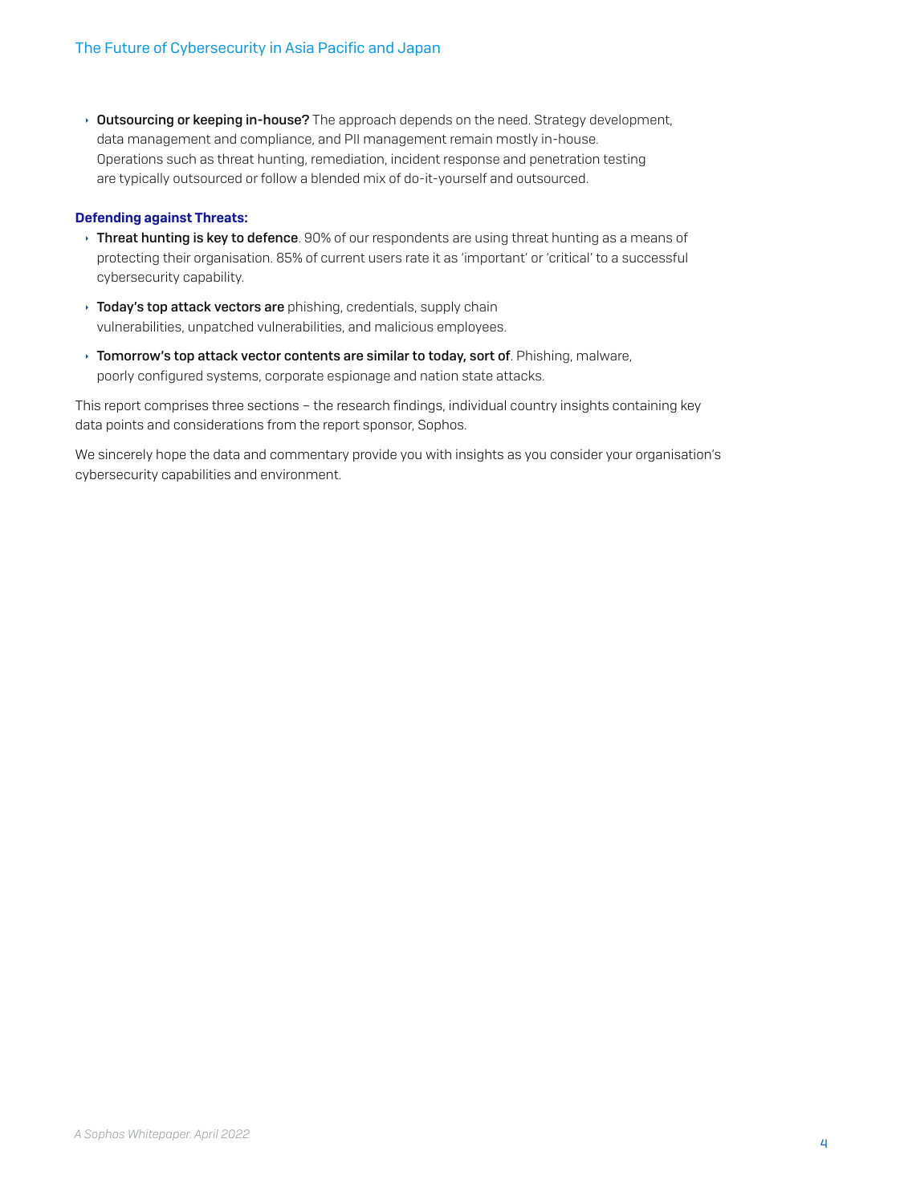- **Outsourcing or keeping in-house?** The approach depends on the need. Strategy development, data management and compliance, and PII management remain mostly in-house. Operations such as threat hunting, remediation, incident response and penetration testing are typically outsourced or follow a blended mix of do-it-yourself and outsourced.

**Defending against Threats:**

- **Threat hunting is key to defence**. 90% of our respondents are using threat hunting as a means of protecting their organisation. 85% of current users rate it as 'important' or 'critical' to a successful cybersecurity capability.
- **Today's top attack vectors are** phishing, credentials, supply chain vulnerabilities, unpatched vulnerabilities, and malicious employees.
- **Tomorrow's top attack vector contents are similar to today, sort of**. Phishing, malware, poorly configured systems, corporate espionage and nation state attacks.

This report comprises three sections – the research findings, individual country insights containing key data points and considerations from the report sponsor, Sophos.

We sincerely hope the data and commentary provide you with insights as you consider your organisation's cybersecurity capabilities and environment.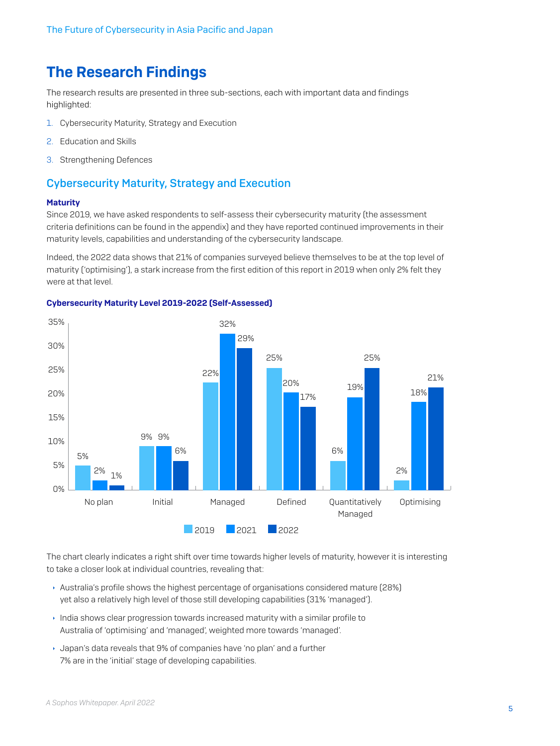# The Research Findings

The research results are presented in three sub-sections, each with important data and findings highlighted:

1. Cybersecurity Maturity, Strategy and Execution
2. Education and Skills
3. Strengthening Defences

## Cybersecurity Maturity, Strategy and Execution

### Maturity

Since 2019, we have asked respondents to self-assess their cybersecurity maturity (the assessment criteria definitions can be found in the appendix) and they have reported continued improvements in their maturity levels, capabilities and understanding of the cybersecurity landscape.

Indeed, the 2022 data shows that 21% of companies surveyed believe themselves to be at the top level of maturity ('optimising'), a stark increase from the first edition of this report in 2019 when only 2% felt they were at that level.

**Cybersecurity Maturity Level 2019-2022 (Self-Assessed)**

| | 2019 | 2021 | 2022 |
|---|---|---|---|
| No plan | 5% | 2% | 1% |
| Initial | 9% | 9% | 6% |
| Managed | 22% | 32% | 29% |
| Defined | 25% | 20% | 17% |
| Quantitatively Managed | 6% | 19% | 25% |
| Optimising | 2% | 18% | 21% |

The chart clearly indicates a right shift over time towards higher levels of maturity, however it is interesting to take a closer look at individual countries, revealing that:

- Australia's profile shows the highest percentage of organisations considered mature (28%) yet also a relatively high level of those still developing capabilities (31% 'managed').
- India shows clear progression towards increased maturity with a similar profile to Australia of 'optimising' and 'managed', weighted more towards 'managed'.
- Japan's data reveals that 9% of companies have 'no plan' and a further 7% are in the 'initial' stage of developing capabilities.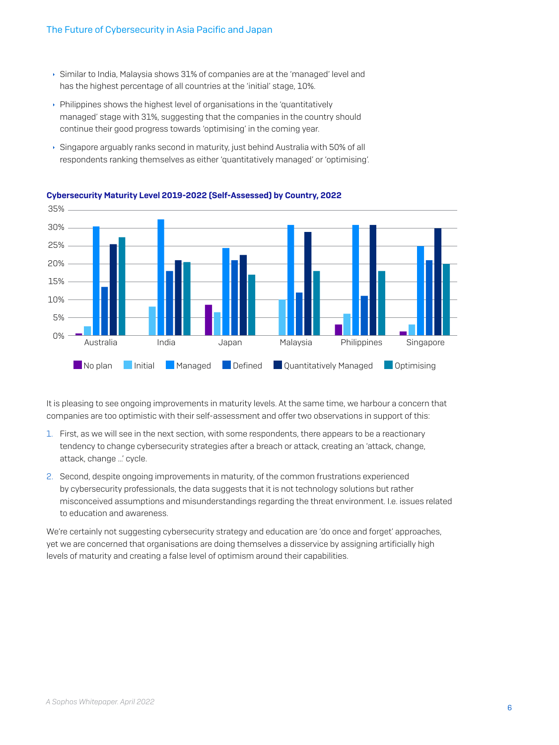- Similar to India, Malaysia shows 31% of companies are at the 'managed' level and has the highest percentage of all countries at the 'initial' stage, 10%.
- Philippines shows the highest level of organisations in the 'quantitatively managed' stage with 31%, suggesting that the companies in the country should continue their good progress towards 'optimising' in the coming year.
- Singapore arguably ranks second in maturity, just behind Australia with 50% of all respondents ranking themselves as either 'quantitatively managed' or 'optimising'.

**Cybersecurity Maturity Level 2019-2022 (Self-Assessed) by Country, 2022**

It is pleasing to see ongoing improvements in maturity levels. At the same time, we harbour a concern that companies are too optimistic with their self-assessment and offer two observations in support of this:

1. First, as we will see in the next section, with some respondents, there appears to be a reactionary tendency to change cybersecurity strategies after a breach or attack, creating an 'attack, change, attack, change ...' cycle.
2. Second, despite ongoing improvements in maturity, of the common frustrations experienced by cybersecurity professionals, the data suggests that it is not technology solutions but rather misconceived assumptions and misunderstandings regarding the threat environment. I.e. issues related to education and awareness.

We're certainly not suggesting cybersecurity strategy and education are 'do once and forget' approaches, yet we are concerned that organisations are doing themselves a disservice by assigning artificially high levels of maturity and creating a false level of optimism around their capabilities.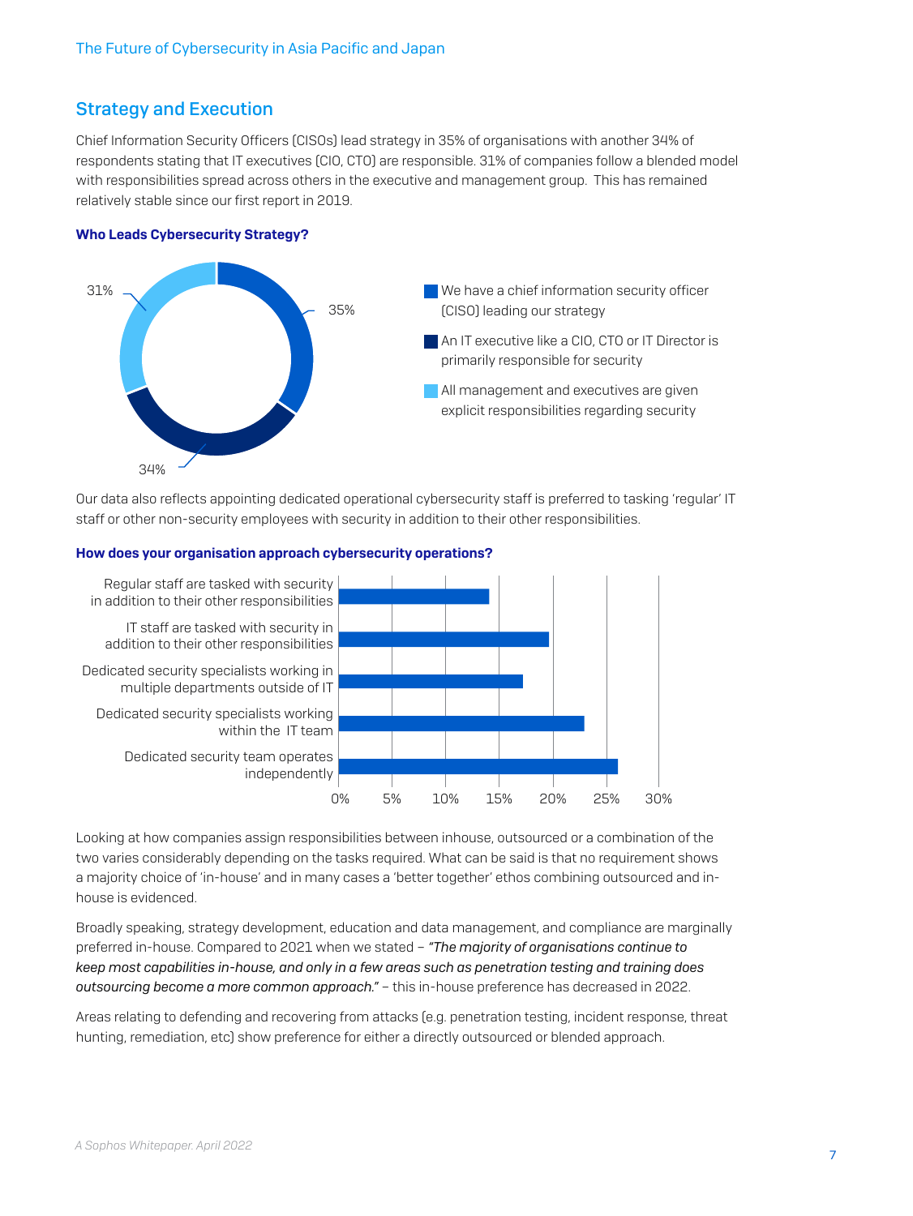## Strategy and Execution

Chief Information Security Officers (CISOs) lead strategy in 35% of organisations with another 34% of respondents stating that IT executives (CIO, CTO) are responsible. 31% of companies follow a blended model with responsibilities spread across others in the executive and management group. This has remained relatively stable since our first report in 2019.

**Who Leads Cybersecurity Strategy?**

- We have a chief information security officer (CISO) leading our strategy — 35%
- An IT executive like a CIO, CTO or IT Director is primarily responsible for security — 34%
- All management and executives are given explicit responsibilities regarding security — 31%

Our data also reflects appointing dedicated operational cybersecurity staff is preferred to tasking 'regular' IT staff or other non-security employees with security in addition to their other responsibilities.

**How does your organisation approach cybersecurity operations?**

- Regular staff are tasked with security in addition to their other responsibilities
- IT staff are tasked with security in addition to their other responsibilities
- Dedicated security specialists working in multiple departments outside of IT
- Dedicated security specialists working within the IT team
- Dedicated security team operates independently

Looking at how companies assign responsibilities between inhouse, outsourced or a combination of the two varies considerably depending on the tasks required. What can be said is that no requirement shows a majority choice of 'in-house' and in many cases a 'better together' ethos combining outsourced and in-house is evidenced.

Broadly speaking, strategy development, education and data management, and compliance are marginally preferred in-house. Compared to 2021 when we stated – *"The majority of organisations continue to keep most capabilities in-house, and only in a few areas such as penetration testing and training does outsourcing become a more common approach."* – this in-house preference has decreased in 2022.

Areas relating to defending and recovering from attacks (e.g. penetration testing, incident response, threat hunting, remediation, etc) show preference for either a directly outsourced or blended approach.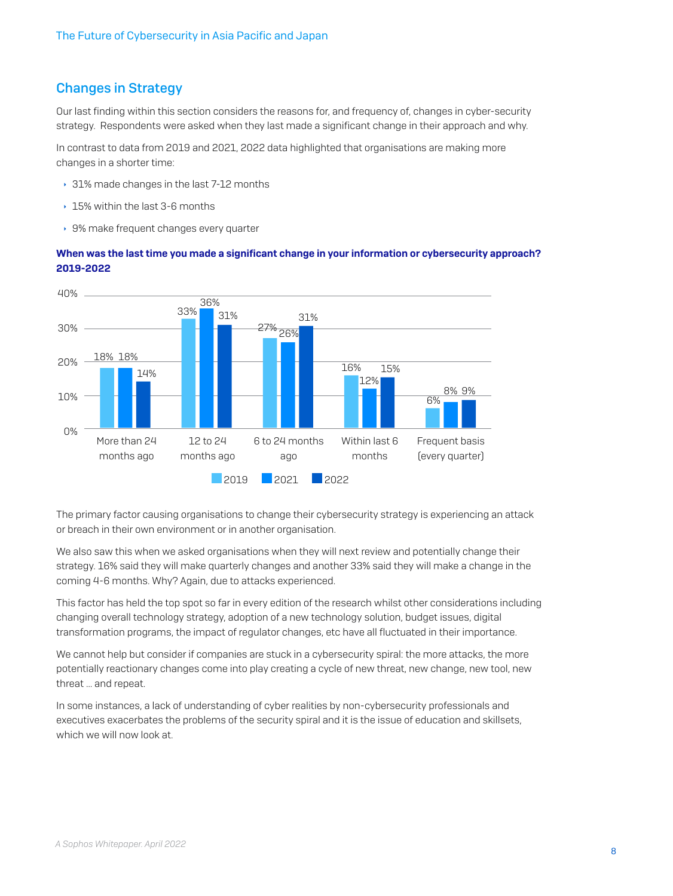## Changes in Strategy

Our last finding within this section considers the reasons for, and frequency of, changes in cyber-security strategy. Respondents were asked when they last made a significant change in their approach and why.

In contrast to data from 2019 and 2021, 2022 data highlighted that organisations are making more changes in a shorter time:

- 31% made changes in the last 7-12 months
- 15% within the last 3-6 months
- 9% make frequent changes every quarter

**When was the last time you made a significant change in your information or cybersecurity approach? 2019-2022**

| | 2019 | 2021 | 2022 |
|---|---|---|---|
| More than 24 months ago | 18% | 18% | 14% |
| 12 to 24 months ago | 33% | 36% | 31% |
| 6 to 24 months ago | 27% | 26% | 31% |
| Within last 6 months | 16% | 12% | 15% |
| Frequent basis (every quarter) | 6% | 8% | 9% |

The primary factor causing organisations to change their cybersecurity strategy is experiencing an attack or breach in their own environment or in another organisation.

We also saw this when we asked organisations when they will next review and potentially change their strategy. 16% said they will make quarterly changes and another 33% said they will make a change in the coming 4-6 months. Why? Again, due to attacks experienced.

This factor has held the top spot so far in every edition of the research whilst other considerations including changing overall technology strategy, adoption of a new technology solution, budget issues, digital transformation programs, the impact of regulator changes, etc have all fluctuated in their importance.

We cannot help but consider if companies are stuck in a cybersecurity spiral: the more attacks, the more potentially reactionary changes come into play creating a cycle of new threat, new change, new tool, new threat ... and repeat.

In some instances, a lack of understanding of cyber realities by non-cybersecurity professionals and executives exacerbates the problems of the security spiral and it is the issue of education and skillsets, which we will now look at.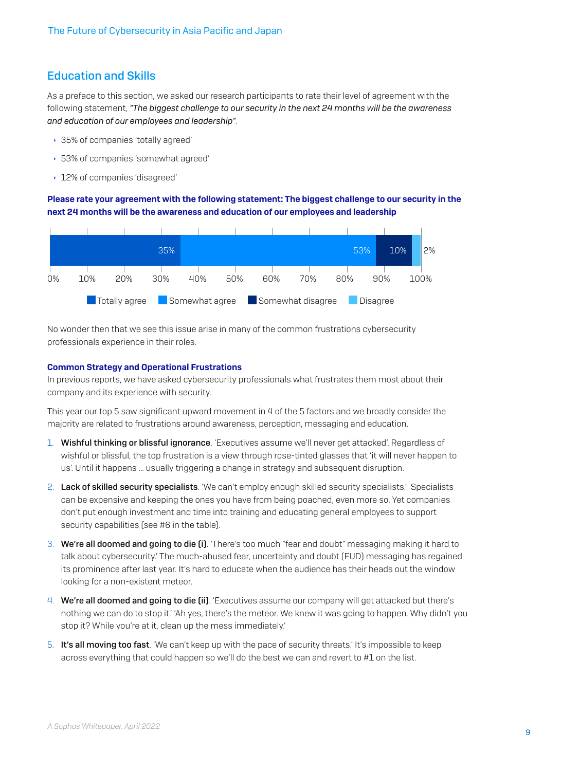## Education and Skills

As a preface to this section, we asked our research participants to rate their level of agreement with the following statement, *"The biggest challenge to our security in the next 24 months will be the awareness and education of our employees and leadership"*.

- 35% of companies 'totally agreed'
- 53% of companies 'somewhat agreed'
- 12% of companies 'disagreed'

**Please rate your agreement with the following statement: The biggest challenge to our security in the next 24 months will be the awareness and education of our employees and leadership**

| Totally agree | Somewhat agree | Somewhat disagree | Disagree |
| --- | --- | --- | --- |
| 35% | 53% | 10% | 2% |

No wonder then that we see this issue arise in many of the common frustrations cybersecurity professionals experience in their roles.

### Common Strategy and Operational Frustrations

In previous reports, we have asked cybersecurity professionals what frustrates them most about their company and its experience with security.

This year our top 5 saw significant upward movement in 4 of the 5 factors and we broadly consider the majority are related to frustrations around awareness, perception, messaging and education.

1. **Wishful thinking or blissful ignorance**. 'Executives assume we'll never get attacked'. Regardless of wishful or blissful, the top frustration is a view through rose-tinted glasses that 'it will never happen to us'. Until it happens … usually triggering a change in strategy and subsequent disruption.
2. **Lack of skilled security specialists**. 'We can't employ enough skilled security specialists.' Specialists can be expensive and keeping the ones you have from being poached, even more so. Yet companies don't put enough investment and time into training and educating general employees to support security capabilities (see #6 in the table).
3. **We're all doomed and going to die (i)**. 'There's too much "fear and doubt" messaging making it hard to talk about cybersecurity.' The much-abused fear, uncertainty and doubt (FUD) messaging has regained its prominence after last year. It's hard to educate when the audience has their heads out the window looking for a non-existent meteor.
4. **We're all doomed and going to die (ii)**. 'Executives assume our company will get attacked but there's nothing we can do to stop it.' 'Ah yes, there's the meteor. We knew it was going to happen. Why didn't you stop it? While you're at it, clean up the mess immediately.'
5. **It's all moving too fast**. 'We can't keep up with the pace of security threats.' It's impossible to keep across everything that could happen so we'll do the best we can and revert to #1 on the list.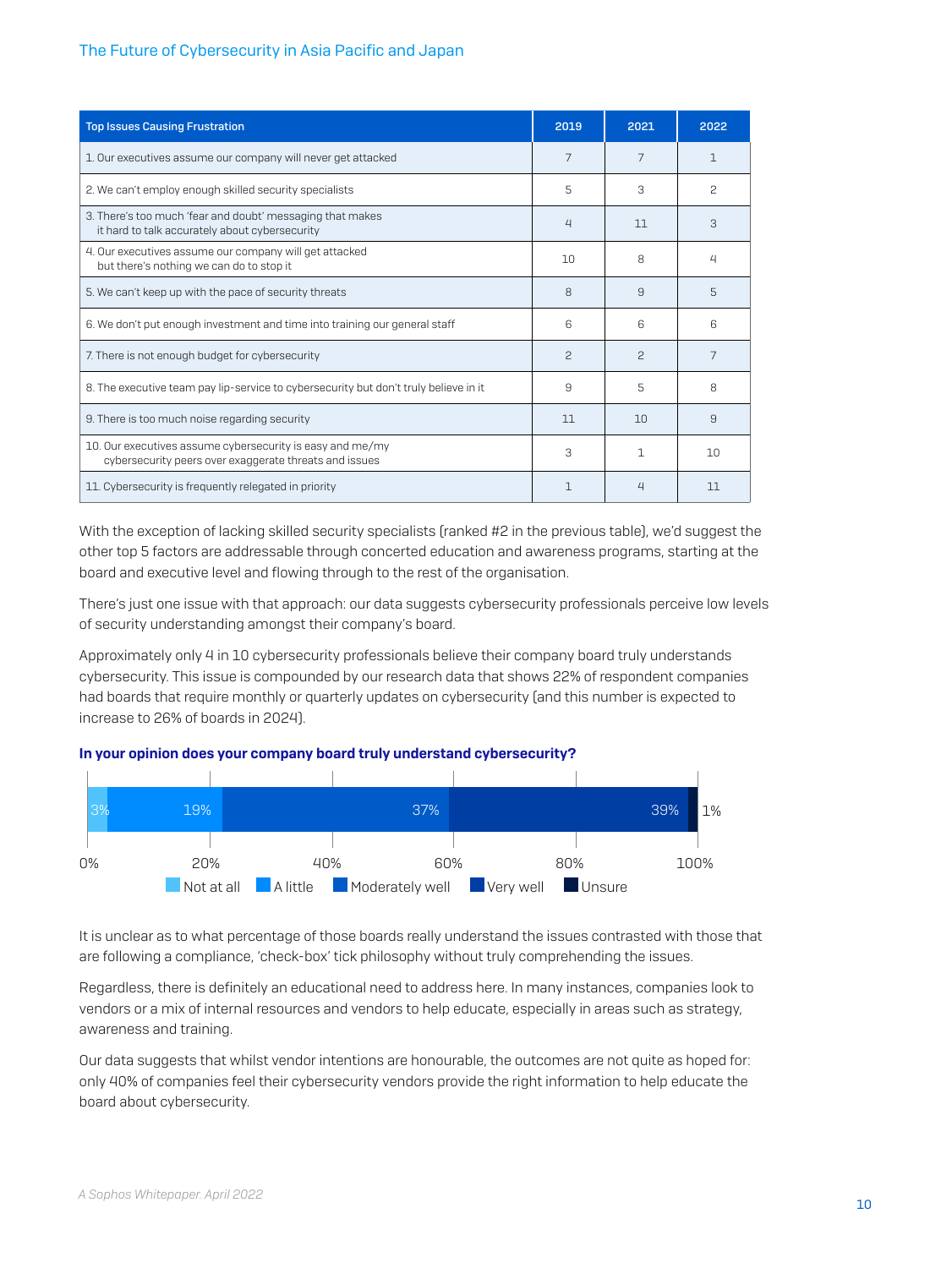| Top Issues Causing Frustration | 2019 | 2021 | 2022 |
|---|---|---|---|
| 1. Our executives assume our company will never get attacked | 7 | 7 | 1 |
| 2. We can't employ enough skilled security specialists | 5 | 3 | 2 |
| 3. There's too much 'fear and doubt' messaging that makes it hard to talk accurately about cybersecurity | 4 | 11 | 3 |
| 4. Our executives assume our company will get attacked but there's nothing we can do to stop it | 10 | 8 | 4 |
| 5. We can't keep up with the pace of security threats | 8 | 9 | 5 |
| 6. We don't put enough investment and time into training our general staff | 6 | 6 | 6 |
| 7. There is not enough budget for cybersecurity | 2 | 2 | 7 |
| 8. The executive team pay lip-service to cybersecurity but don't truly believe in it | 9 | 5 | 8 |
| 9. There is too much noise regarding security | 11 | 10 | 9 |
| 10. Our executives assume cybersecurity is easy and me/my cybersecurity peers over exaggerate threats and issues | 3 | 1 | 10 |
| 11. Cybersecurity is frequently relegated in priority | 1 | 4 | 11 |

With the exception of lacking skilled security specialists (ranked #2 in the previous table), we'd suggest the other top 5 factors are addressable through concerted education and awareness programs, starting at the board and executive level and flowing through to the rest of the organisation.

There's just one issue with that approach: our data suggests cybersecurity professionals perceive low levels of security understanding amongst their company's board.

Approximately only 4 in 10 cybersecurity professionals believe their company board truly understands cybersecurity. This issue is compounded by our research data that shows 22% of respondent companies had boards that require monthly or quarterly updates on cybersecurity (and this number is expected to increase to 26% of boards in 2024).

**In your opinion does your company board truly understand cybersecurity?**

| Not at all | A little | Moderately well | Very well | Unsure |
|---|---|---|---|---|
| 3% | 19% | 37% | 39% | 1% |

It is unclear as to what percentage of those boards really understand the issues contrasted with those that are following a compliance, 'check-box' tick philosophy without truly comprehending the issues.

Regardless, there is definitely an educational need to address here. In many instances, companies look to vendors or a mix of internal resources and vendors to help educate, especially in areas such as strategy, awareness and training.

Our data suggests that whilst vendor intentions are honourable, the outcomes are not quite as hoped for: only 40% of companies feel their cybersecurity vendors provide the right information to help educate the board about cybersecurity.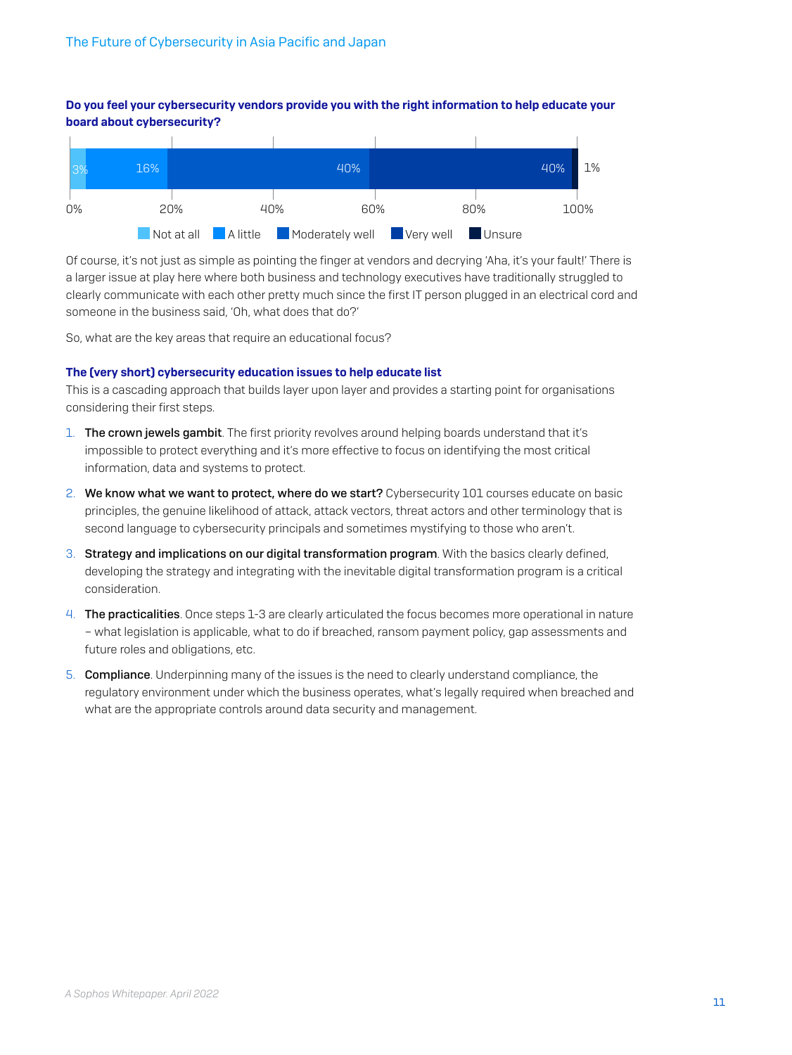**Do you feel your cybersecurity vendors provide you with the right information to help educate your board about cybersecurity?**

| Not at all | A little | Moderately well | Very well | Unsure |
| --- | --- | --- | --- | --- |
| 3% | 16% | 40% | 40% | 1% |

Of course, it's not just as simple as pointing the finger at vendors and decrying 'Aha, it's your fault!' There is a larger issue at play here where both business and technology executives have traditionally struggled to clearly communicate with each other pretty much since the first IT person plugged in an electrical cord and someone in the business said, 'Oh, what does that do?'

So, what are the key areas that require an educational focus?

### The (very short) cybersecurity education issues to help educate list

This is a cascading approach that builds layer upon layer and provides a starting point for organisations considering their first steps.

1. **The crown jewels gambit**. The first priority revolves around helping boards understand that it's impossible to protect everything and it's more effective to focus on identifying the most critical information, data and systems to protect.
2. **We know what we want to protect, where do we start?** Cybersecurity 101 courses educate on basic principles, the genuine likelihood of attack, attack vectors, threat actors and other terminology that is second language to cybersecurity principals and sometimes mystifying to those who aren't.
3. **Strategy and implications on our digital transformation program**. With the basics clearly defined, developing the strategy and integrating with the inevitable digital transformation program is a critical consideration.
4. **The practicalities**. Once steps 1-3 are clearly articulated the focus becomes more operational in nature – what legislation is applicable, what to do if breached, ransom payment policy, gap assessments and future roles and obligations, etc.
5. **Compliance**. Underpinning many of the issues is the need to clearly understand compliance, the regulatory environment under which the business operates, what's legally required when breached and what are the appropriate controls around data security and management.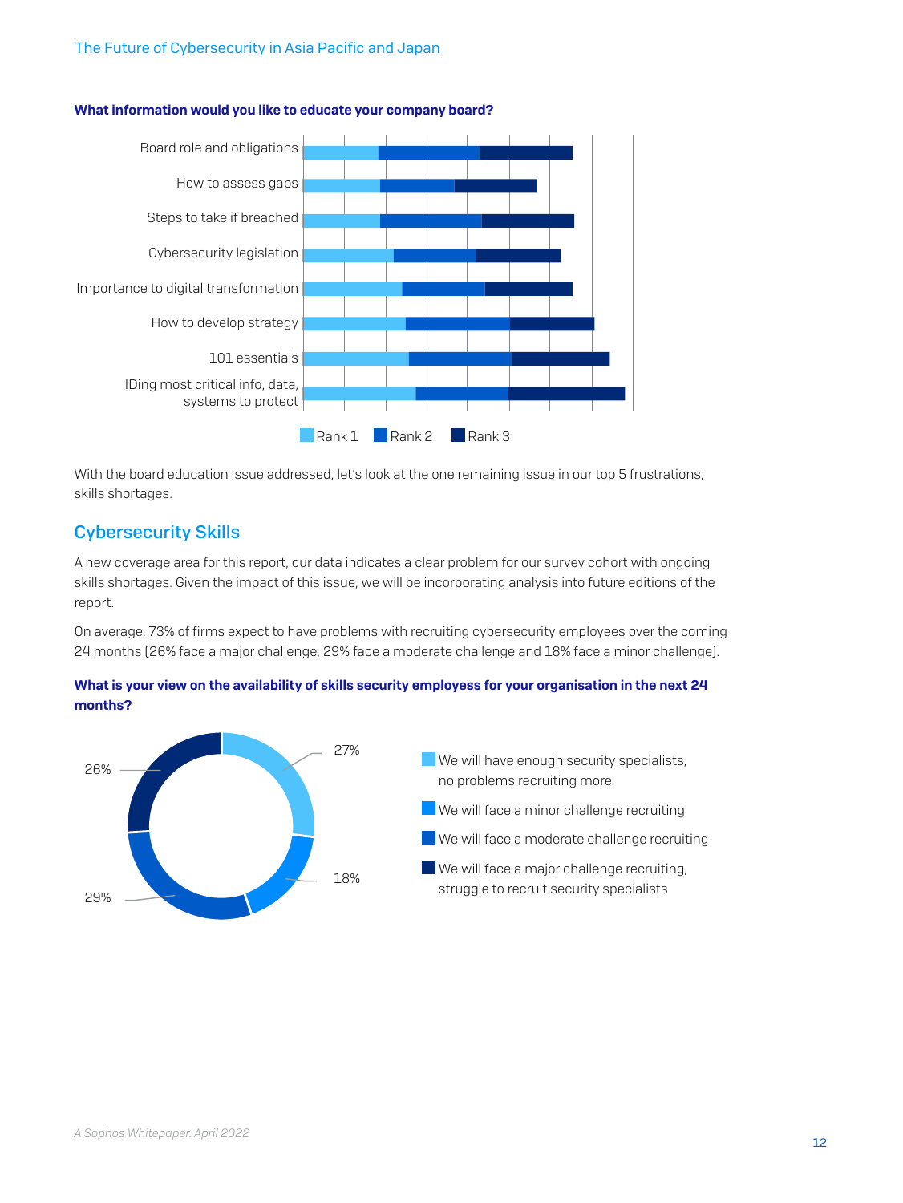**What information would you like to educate your company board?**

Board role and obligations
How to assess gaps
Steps to take if breached
Cybersecurity legislation
Importance to digital transformation
How to develop strategy
101 essentials
IDing most critical info, data, systems to protect

Rank 1 Rank 2 Rank 3

With the board education issue addressed, let's look at the one remaining issue in our top 5 frustrations, skills shortages.

## Cybersecurity Skills

A new coverage area for this report, our data indicates a clear problem for our survey cohort with ongoing skills shortages. Given the impact of this issue, we will be incorporating analysis into future editions of the report.

On average, 73% of firms expect to have problems with recruiting cybersecurity employees over the coming 24 months (26% face a major challenge, 29% face a moderate challenge and 18% face a minor challenge).

**What is your view on the availability of skills security employess for your organisation in the next 24 months?**

| Response | % |
|---|---|
| We will have enough security specialists, no problems recruiting more | 27% |
| We will face a minor challenge recruiting | 18% |
| We will face a moderate challenge recruiting | 29% |
| We will face a major challenge recruiting, struggle to recruit security specialists | 26% |

*A Sophos Whitepaper. April 2022*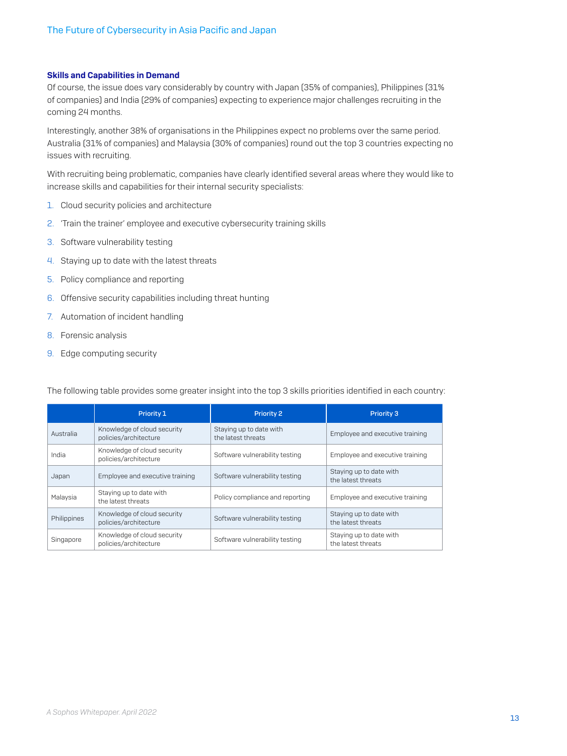### Skills and Capabilities in Demand

Of course, the issue does vary considerably by country with Japan (35% of companies), Philippines (31% of companies) and India (29% of companies) expecting to experience major challenges recruiting in the coming 24 months.

Interestingly, another 38% of organisations in the Philippines expect no problems over the same period. Australia (31% of companies) and Malaysia (30% of companies) round out the top 3 countries expecting no issues with recruiting.

With recruiting being problematic, companies have clearly identified several areas where they would like to increase skills and capabilities for their internal security specialists:

1. Cloud security policies and architecture
2. 'Train the trainer' employee and executive cybersecurity training skills
3. Software vulnerability testing
4. Staying up to date with the latest threats
5. Policy compliance and reporting
6. Offensive security capabilities including threat hunting
7. Automation of incident handling
8. Forensic analysis
9. Edge computing security

The following table provides some greater insight into the top 3 skills priorities identified in each country:

| | Priority 1 | Priority 2 | Priority 3 |
|---|---|---|---|
| Australia | Knowledge of cloud security policies/architecture | Staying up to date with the latest threats | Employee and executive training |
| India | Knowledge of cloud security policies/architecture | Software vulnerability testing | Employee and executive training |
| Japan | Employee and executive training | Software vulnerability testing | Staying up to date with the latest threats |
| Malaysia | Staying up to date with the latest threats | Policy compliance and reporting | Employee and executive training |
| Philippines | Knowledge of cloud security policies/architecture | Software vulnerability testing | Staying up to date with the latest threats |
| Singapore | Knowledge of cloud security policies/architecture | Software vulnerability testing | Staying up to date with the latest threats |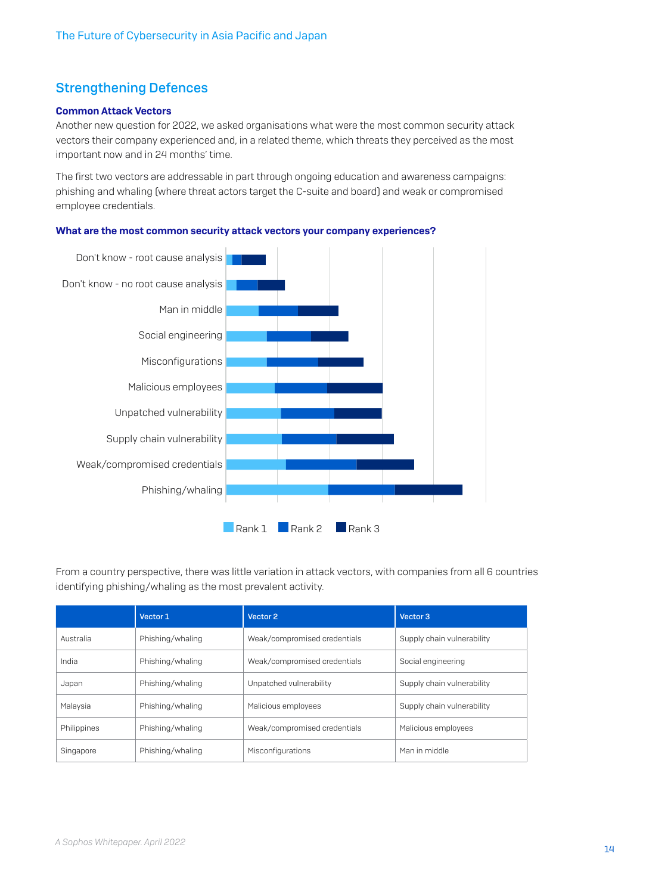## Strengthening Defences

### Common Attack Vectors

Another new question for 2022, we asked organisations what were the most common security attack vectors their company experienced and, in a related theme, which threats they perceived as the most important now and in 24 months' time.

The first two vectors are addressable in part through ongoing education and awareness campaigns: phishing and whaling (where threat actors target the C-suite and board) and weak or compromised employee credentials.

**What are the most common security attack vectors your company experiences?**

Don't know - root cause analysis
Don't know - no root cause analysis
Man in middle
Social engineering
Misconfigurations
Malicious employees
Unpatched vulnerability
Supply chain vulnerability
Weak/compromised credentials
Phishing/whaling

Rank 1 Rank 2 Rank 3

From a country perspective, there was little variation in attack vectors, with companies from all 6 countries identifying phishing/whaling as the most prevalent activity.

| | Vector 1 | Vector 2 | Vector 3 |
|---|---|---|---|
| Australia | Phishing/whaling | Weak/compromised credentials | Supply chain vulnerability |
| India | Phishing/whaling | Weak/compromised credentials | Social engineering |
| Japan | Phishing/whaling | Unpatched vulnerability | Supply chain vulnerability |
| Malaysia | Phishing/whaling | Malicious employees | Supply chain vulnerability |
| Philippines | Phishing/whaling | Weak/compromised credentials | Malicious employees |
| Singapore | Phishing/whaling | Misconfigurations | Man in middle |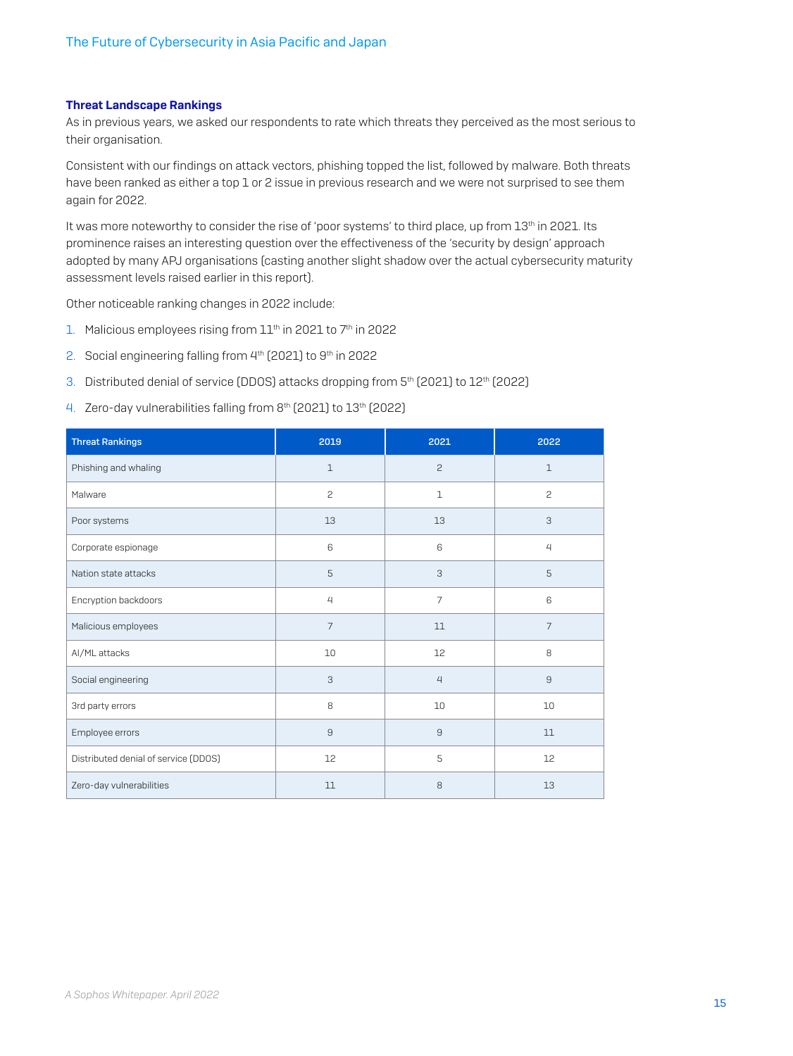### Threat Landscape Rankings

As in previous years, we asked our respondents to rate which threats they perceived as the most serious to their organisation.

Consistent with our findings on attack vectors, phishing topped the list, followed by malware. Both threats have been ranked as either a top 1 or 2 issue in previous research and we were not surprised to see them again for 2022.

It was more noteworthy to consider the rise of 'poor systems' to third place, up from 13th in 2021. Its prominence raises an interesting question over the effectiveness of the 'security by design' approach adopted by many APJ organisations (casting another slight shadow over the actual cybersecurity maturity assessment levels raised earlier in this report).

Other noticeable ranking changes in 2022 include:

1. Malicious employees rising from 11th in 2021 to 7th in 2022
2. Social engineering falling from 4th (2021) to 9th in 2022
3. Distributed denial of service (DDOS) attacks dropping from 5th (2021) to 12th (2022)
4. Zero-day vulnerabilities falling from 8th (2021) to 13th (2022)

| Threat Rankings | 2019 | 2021 | 2022 |
|---|---|---|---|
| Phishing and whaling | 1 | 2 | 1 |
| Malware | 2 | 1 | 2 |
| Poor systems | 13 | 13 | 3 |
| Corporate espionage | 6 | 6 | 4 |
| Nation state attacks | 5 | 3 | 5 |
| Encryption backdoors | 4 | 7 | 6 |
| Malicious employees | 7 | 11 | 7 |
| AI/ML attacks | 10 | 12 | 8 |
| Social engineering | 3 | 4 | 9 |
| 3rd party errors | 8 | 10 | 10 |
| Employee errors | 9 | 9 | 11 |
| Distributed denial of service (DDOS) | 12 | 5 | 12 |
| Zero-day vulnerabilities | 11 | 8 | 13 |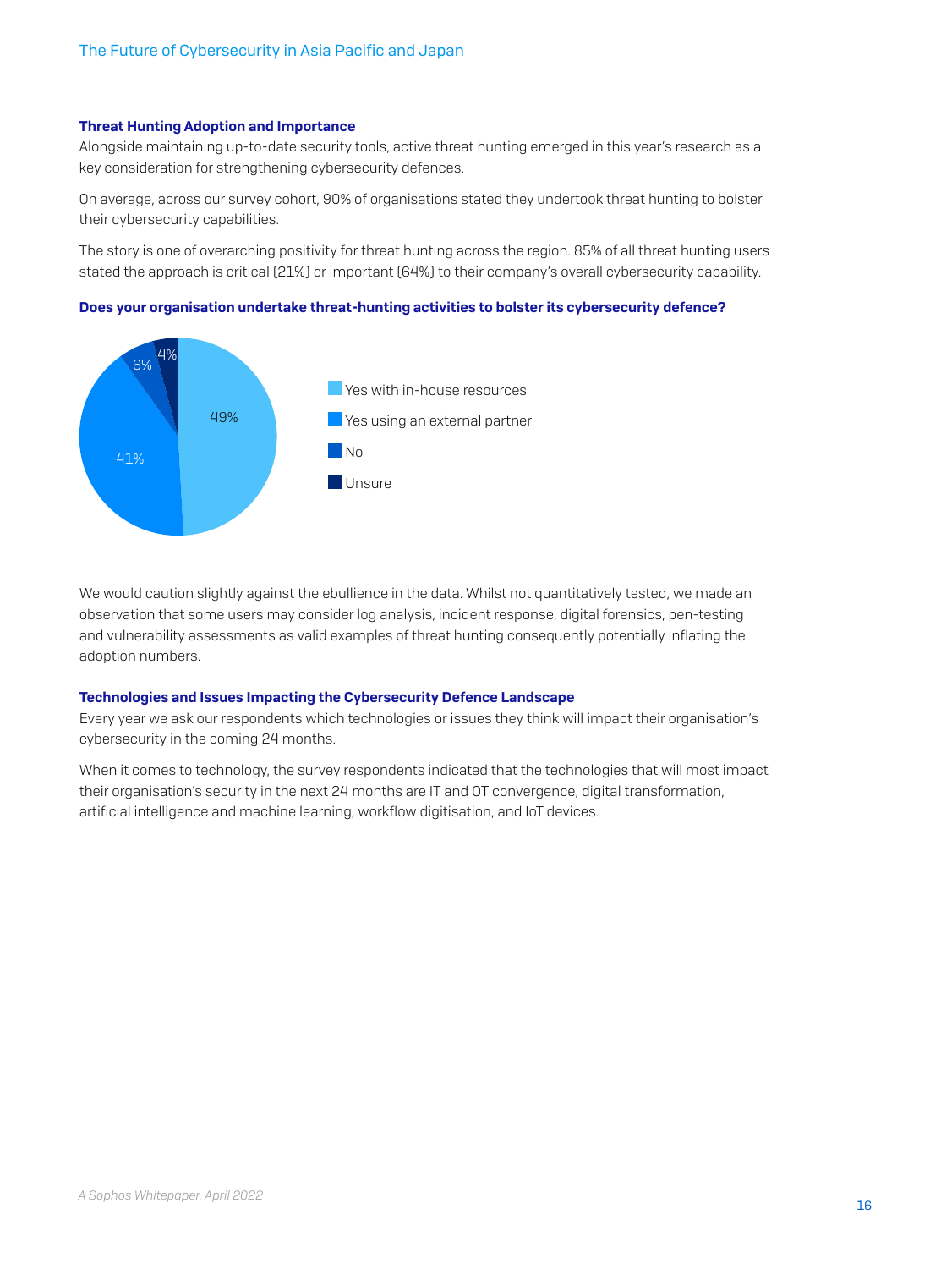### Threat Hunting Adoption and Importance

Alongside maintaining up-to-date security tools, active threat hunting emerged in this year's research as a key consideration for strengthening cybersecurity defences.

On average, across our survey cohort, 90% of organisations stated they undertook threat hunting to bolster their cybersecurity capabilities.

The story is one of overarching positivity for threat hunting across the region. 85% of all threat hunting users stated the approach is critical (21%) or important (64%) to their company's overall cybersecurity capability.

**Does your organisation undertake threat-hunting activities to bolster its cybersecurity defence?**

| Response | % |
|---|---|
| Yes with in-house resources | 49% |
| Yes using an external partner | 41% |
| No | 6% |
| Unsure | 4% |

We would caution slightly against the ebullience in the data. Whilst not quantitatively tested, we made an observation that some users may consider log analysis, incident response, digital forensics, pen-testing and vulnerability assessments as valid examples of threat hunting consequently potentially inflating the adoption numbers.

### Technologies and Issues Impacting the Cybersecurity Defence Landscape

Every year we ask our respondents which technologies or issues they think will impact their organisation's cybersecurity in the coming 24 months.

When it comes to technology, the survey respondents indicated that the technologies that will most impact their organisation's security in the next 24 months are IT and OT convergence, digital transformation, artificial intelligence and machine learning, workflow digitisation, and IoT devices.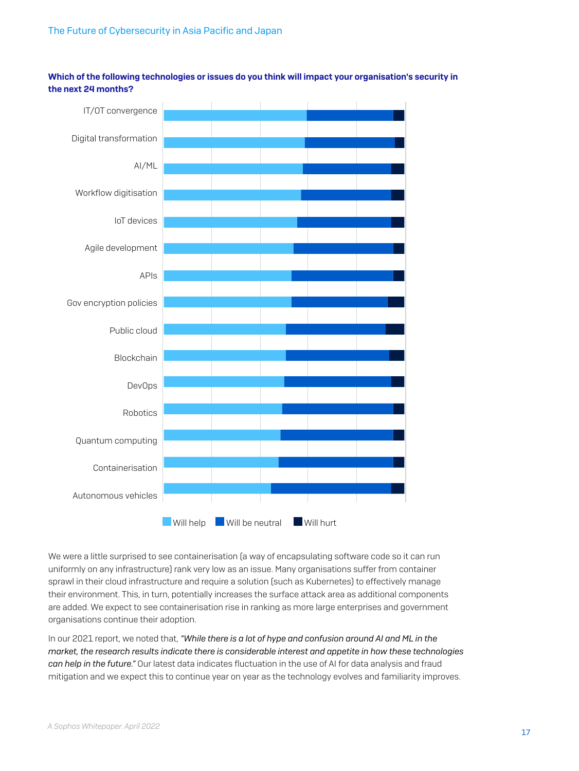**Which of the following technologies or issues do you think will impact your organisation's security in the next 24 months?**

- IT/OT convergence
- Digital transformation
- AI/ML
- Workflow digitisation
- IoT devices
- Agile development
- APIs
- Gov encryption policies
- Public cloud
- Blockchain
- DevOps
- Robotics
- Quantum computing
- Containerisation
- Autonomous vehicles

Will help | Will be neutral | Will hurt

We were a little surprised to see containerisation (a way of encapsulating software code so it can run uniformly on any infrastructure) rank very low as an issue. Many organisations suffer from container sprawl in their cloud infrastructure and require a solution (such as Kubernetes) to effectively manage their environment. This, in turn, potentially increases the surface attack area as additional components are added. We expect to see containerisation rise in ranking as more large enterprises and government organisations continue their adoption.

In our 2021 report, we noted that, *"While there is a lot of hype and confusion around AI and ML in the market, the research results indicate there is considerable interest and appetite in how these technologies can help in the future."* Our latest data indicates fluctuation in the use of AI for data analysis and fraud mitigation and we expect this to continue year on year as the technology evolves and familiarity improves.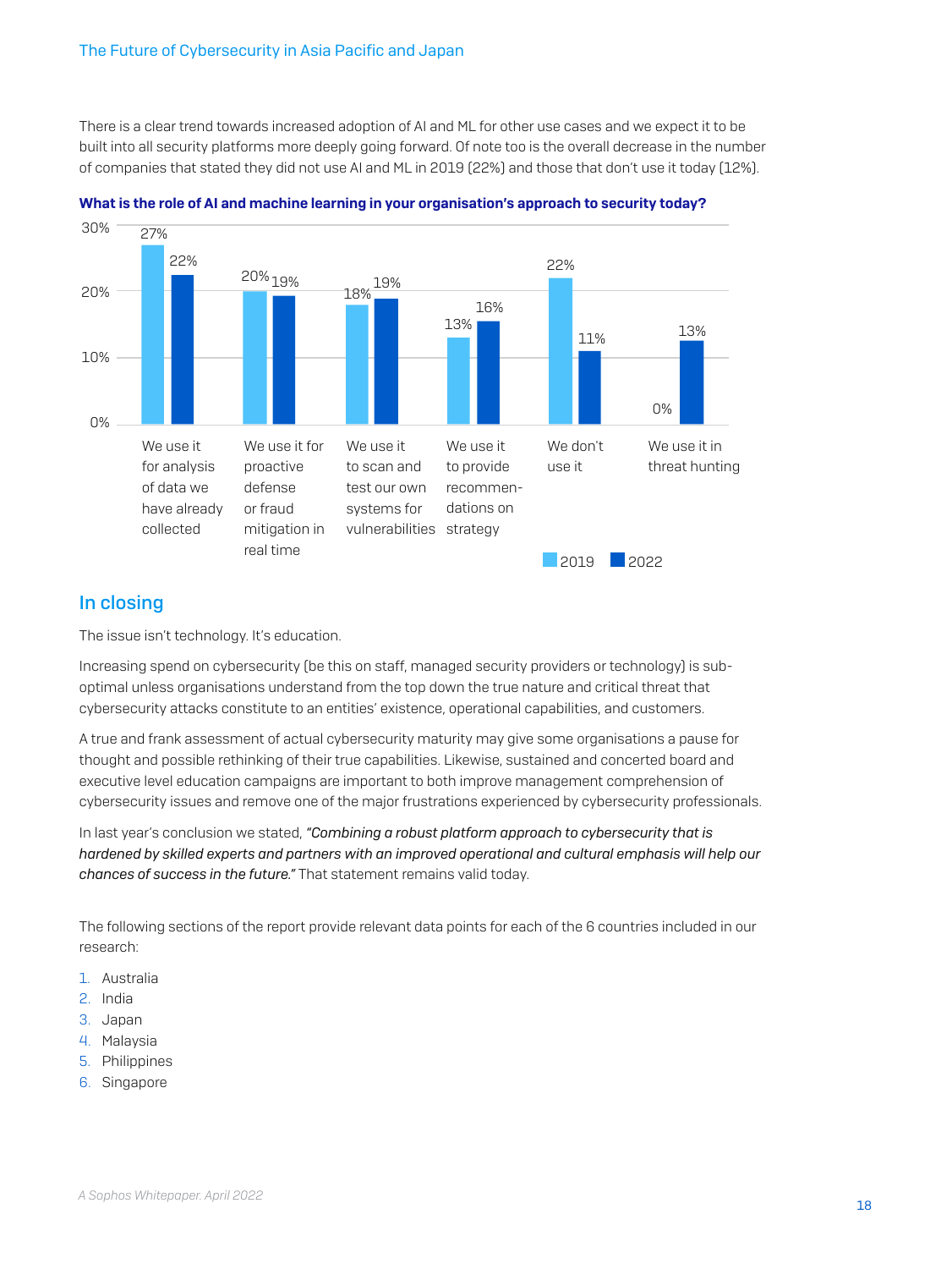There is a clear trend towards increased adoption of AI and ML for other use cases and we expect it to be built into all security platforms more deeply going forward. Of note too is the overall decrease in the number of companies that stated they did not use AI and ML in 2019 (22%) and those that don't use it today (12%).

**What is the role of AI and machine learning in your organisation's approach to security today?**

| | 2019 | 2022 |
|---|---|---|
| We use it for analysis of data we have already collected | 27% | 22% |
| We use it for proactive defense or fraud mitigation in real time | 20% | 19% |
| We use it to scan and test our own systems for vulnerabilities | 18% | 19% |
| We use it to provide recommendations on strategy | 13% | 16% |
| We don't use it | 22% | 11% |
| We use it in threat hunting | 0% | 13% |

## In closing

The issue isn't technology. It's education.

Increasing spend on cybersecurity (be this on staff, managed security providers or technology) is sub-optimal unless organisations understand from the top down the true nature and critical threat that cybersecurity attacks constitute to an entities' existence, operational capabilities, and customers.

A true and frank assessment of actual cybersecurity maturity may give some organisations a pause for thought and possible rethinking of their true capabilities. Likewise, sustained and concerted board and executive level education campaigns are important to both improve management comprehension of cybersecurity issues and remove one of the major frustrations experienced by cybersecurity professionals.

In last year's conclusion we stated, *"Combining a robust platform approach to cybersecurity that is hardened by skilled experts and partners with an improved operational and cultural emphasis will help our chances of success in the future."* That statement remains valid today.

The following sections of the report provide relevant data points for each of the 6 countries included in our research:

1. Australia
2. India
3. Japan
4. Malaysia
5. Philippines
6. Singapore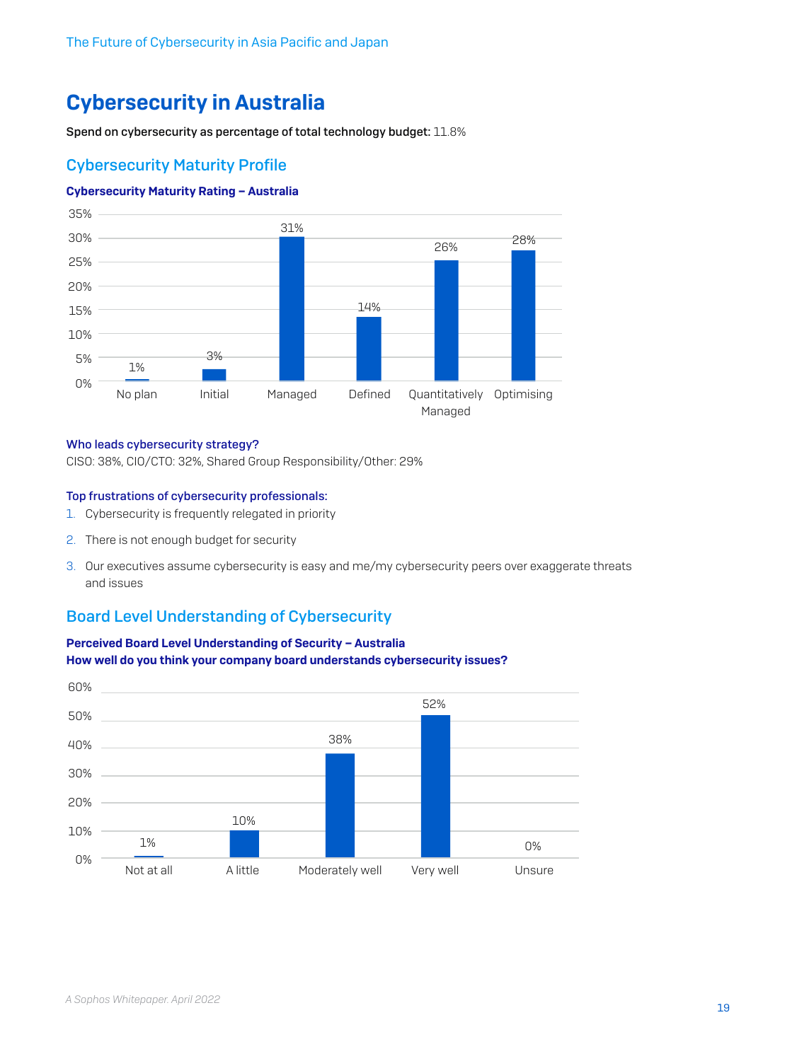# Cybersecurity in Australia

**Spend on cybersecurity as percentage of total technology budget:** 11.8%

## Cybersecurity Maturity Profile

**Cybersecurity Maturity Rating – Australia**

| Rating | Percentage |
| --- | --- |
| No plan | 1% |
| Initial | 3% |
| Managed | 31% |
| Defined | 14% |
| Quantitatively Managed | 26% |
| Optimising | 28% |

**Who leads cybersecurity strategy?**

CISO: 38%, CIO/CTO: 32%, Shared Group Responsibility/Other: 29%

**Top frustrations of cybersecurity professionals:**

1. Cybersecurity is frequently relegated in priority
2. There is not enough budget for security
3. Our executives assume cybersecurity is easy and me/my cybersecurity peers over exaggerate threats and issues

## Board Level Understanding of Cybersecurity

**Perceived Board Level Understanding of Security – Australia**
**How well do you think your company board understands cybersecurity issues?**

| Response | Percentage |
| --- | --- |
| Not at all | 1% |
| A little | 10% |
| Moderately well | 38% |
| Very well | 52% |
| Unsure | 0% |

*A Sophos Whitepaper. April 2022*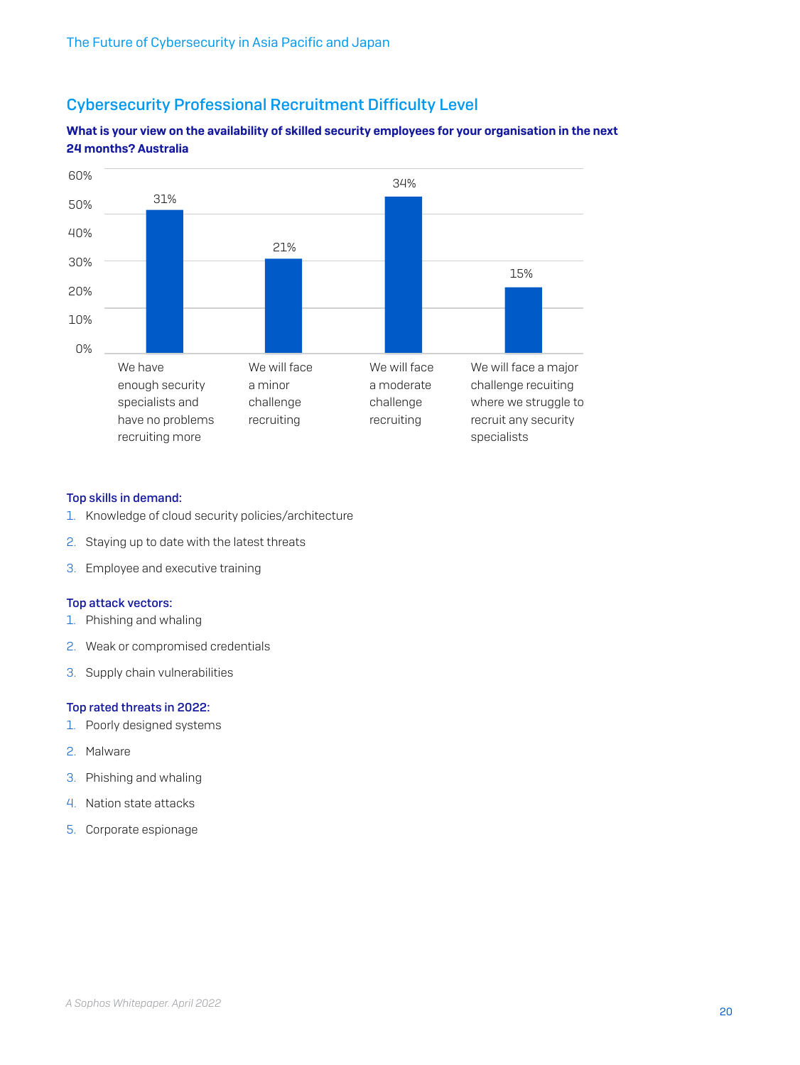## Cybersecurity Professional Recruitment Difficulty Level

**What is your view on the availability of skilled security employees for your organisation in the next 24 months? Australia**

| Response | Percentage |
| --- | --- |
| We have enough security specialists and have no problems recruiting more | 31% |
| We will face a minor challenge recruiting | 21% |
| We will face a moderate challenge recruiting | 34% |
| We will face a major challenge recuiting where we struggle to recruit any security specialists | 15% |

**Top skills in demand:**

1. Knowledge of cloud security policies/architecture
2. Staying up to date with the latest threats
3. Employee and executive training

**Top attack vectors:**

1. Phishing and whaling
2. Weak or compromised credentials
3. Supply chain vulnerabilities

**Top rated threats in 2022:**

1. Poorly designed systems
2. Malware
3. Phishing and whaling
4. Nation state attacks
5. Corporate espionage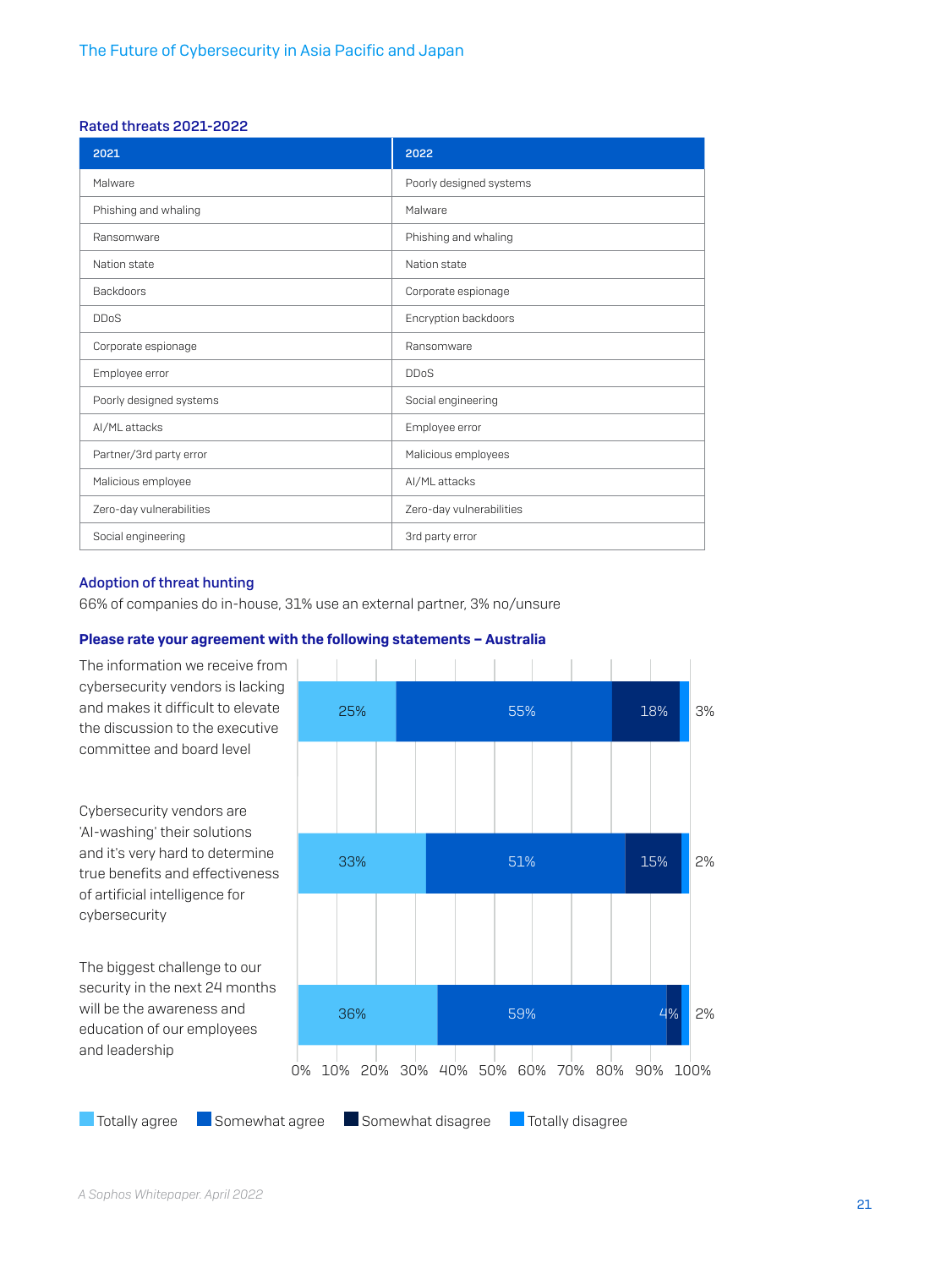### Rated threats 2021-2022

| 2021 | 2022 |
|---|---|
| Malware | Poorly designed systems |
| Phishing and whaling | Malware |
| Ransomware | Phishing and whaling |
| Nation state | Nation state |
| Backdoors | Corporate espionage |
| DDoS | Encryption backdoors |
| Corporate espionage | Ransomware |
| Employee error | DDoS |
| Poorly designed systems | Social engineering |
| AI/ML attacks | Employee error |
| Partner/3rd party error | Malicious employees |
| Malicious employee | AI/ML attacks |
| Zero-day vulnerabilities | Zero-day vulnerabilities |
| Social engineering | 3rd party error |

### Adoption of threat hunting

66% of companies do in-house, 31% use an external partner, 3% no/unsure

### Please rate your agreement with the following statements – Australia

| Statement | Totally agree | Somewhat agree | Somewhat disagree | Totally disagree |
|---|---|---|---|---|
| The information we receive from cybersecurity vendors is lacking and makes it difficult to elevate the discussion to the executive committee and board level | 25% | 55% | 18% | 3% |
| Cybersecurity vendors are 'AI-washing' their solutions and it's very hard to determine true benefits and effectiveness of artificial intelligence for cybersecurity | 33% | 51% | 15% | 2% |
| The biggest challenge to our security in the next 24 months will be the awareness and education of our employees and leadership | 36% | 59% | 4% | 2% |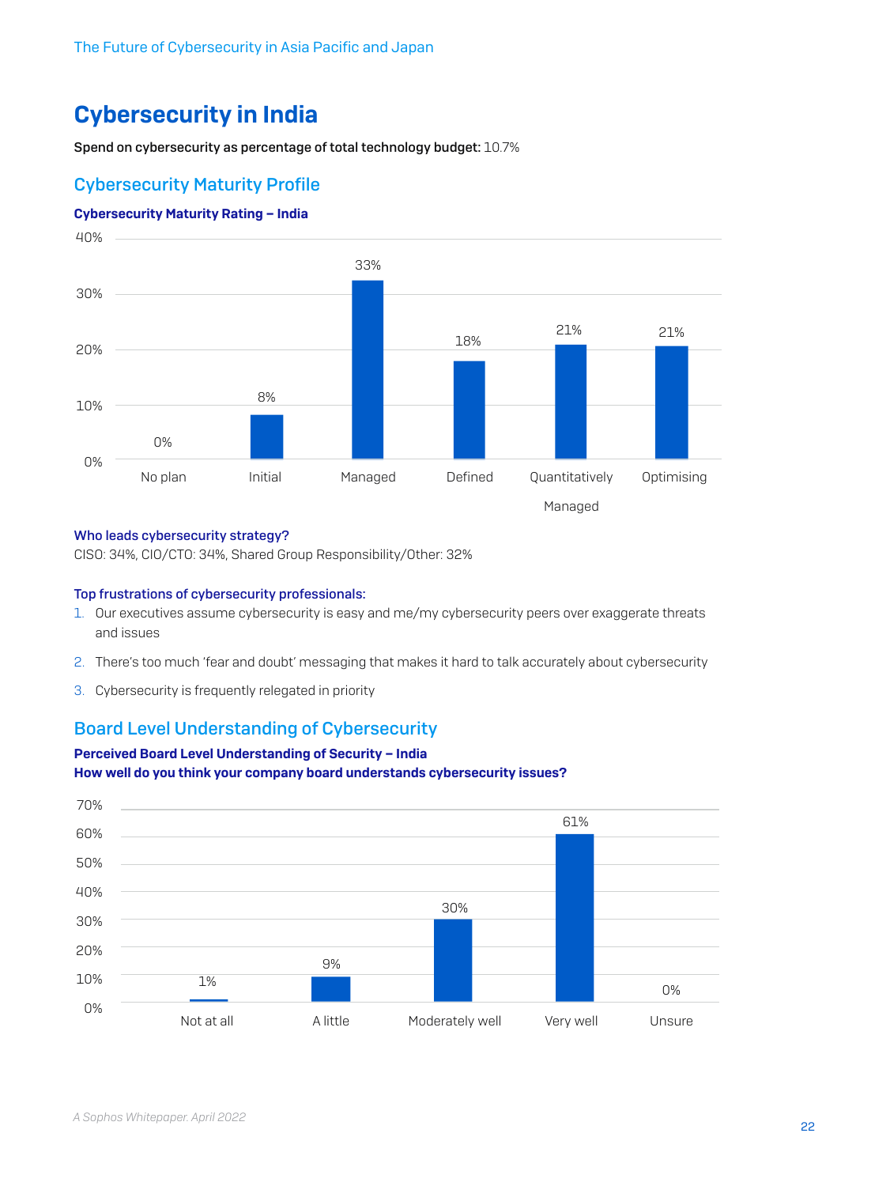# Cybersecurity in India

**Spend on cybersecurity as percentage of total technology budget:** 10.7%

## Cybersecurity Maturity Profile

**Cybersecurity Maturity Rating – India**

| No plan | Initial | Managed | Defined | Quantitatively Managed | Optimising |
|---|---|---|---|---|---|
| 0% | 8% | 33% | 18% | 21% | 21% |

**Who leads cybersecurity strategy?**

CISO: 34%, CIO/CTO: 34%, Shared Group Responsibility/Other: 32%

**Top frustrations of cybersecurity professionals:**

1. Our executives assume cybersecurity is easy and me/my cybersecurity peers over exaggerate threats and issues
2. There's too much 'fear and doubt' messaging that makes it hard to talk accurately about cybersecurity
3. Cybersecurity is frequently relegated in priority

## Board Level Understanding of Cybersecurity

**Perceived Board Level Understanding of Security – India**
**How well do you think your company board understands cybersecurity issues?**

| Not at all | A little | Moderately well | Very well | Unsure |
|---|---|---|---|---|
| 1% | 9% | 30% | 61% | 0% |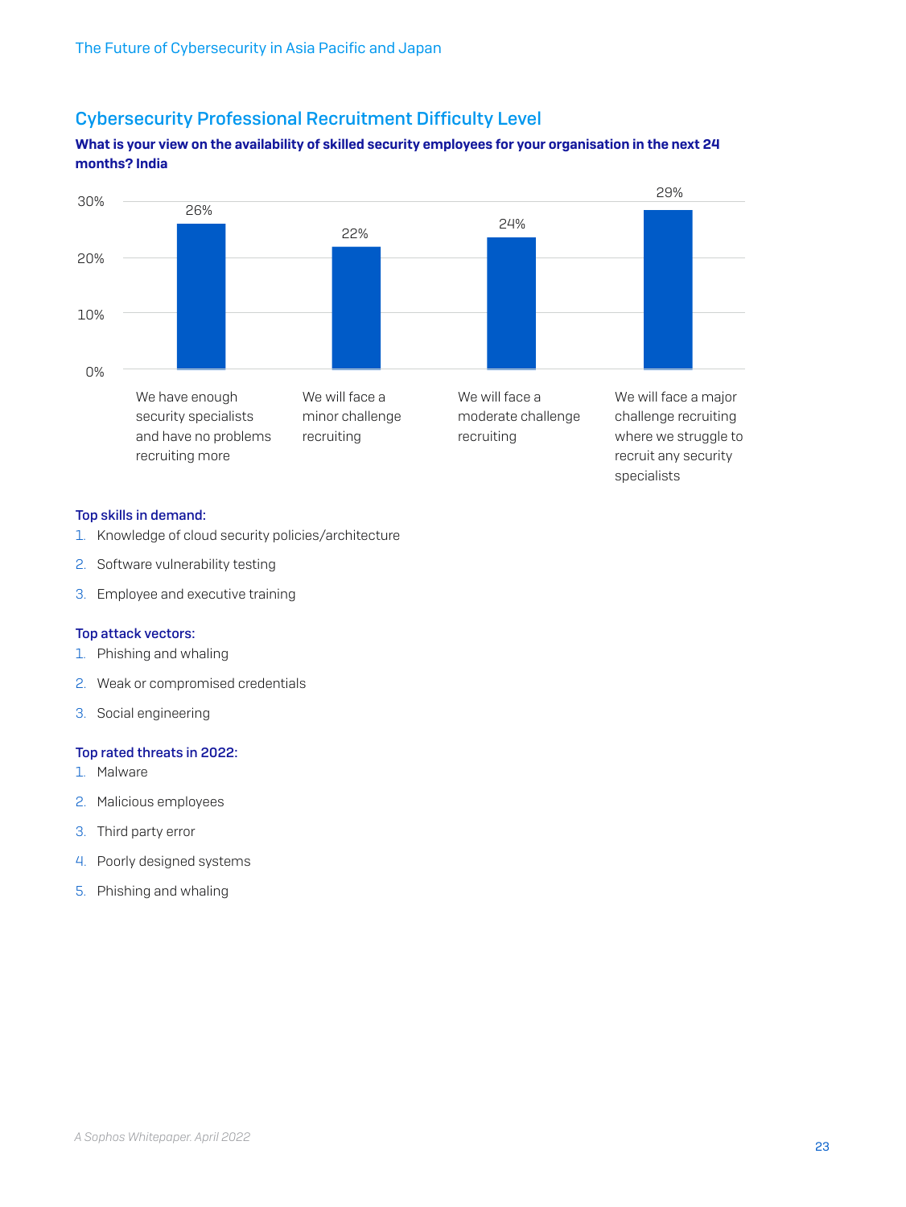## Cybersecurity Professional Recruitment Difficulty Level

**What is your view on the availability of skilled security employees for your organisation in the next 24 months? India**

| Response | Percentage |
| --- | --- |
| We have enough security specialists and have no problems recruiting more | 26% |
| We will face a minor challenge recruiting | 22% |
| We will face a moderate challenge recruiting | 24% |
| We will face a major challenge recruiting where we struggle to recruit any security specialists | 29% |

**Top skills in demand:**

1. Knowledge of cloud security policies/architecture
2. Software vulnerability testing
3. Employee and executive training

**Top attack vectors:**

1. Phishing and whaling
2. Weak or compromised credentials
3. Social engineering

**Top rated threats in 2022:**

1. Malware
2. Malicious employees
3. Third party error
4. Poorly designed systems
5. Phishing and whaling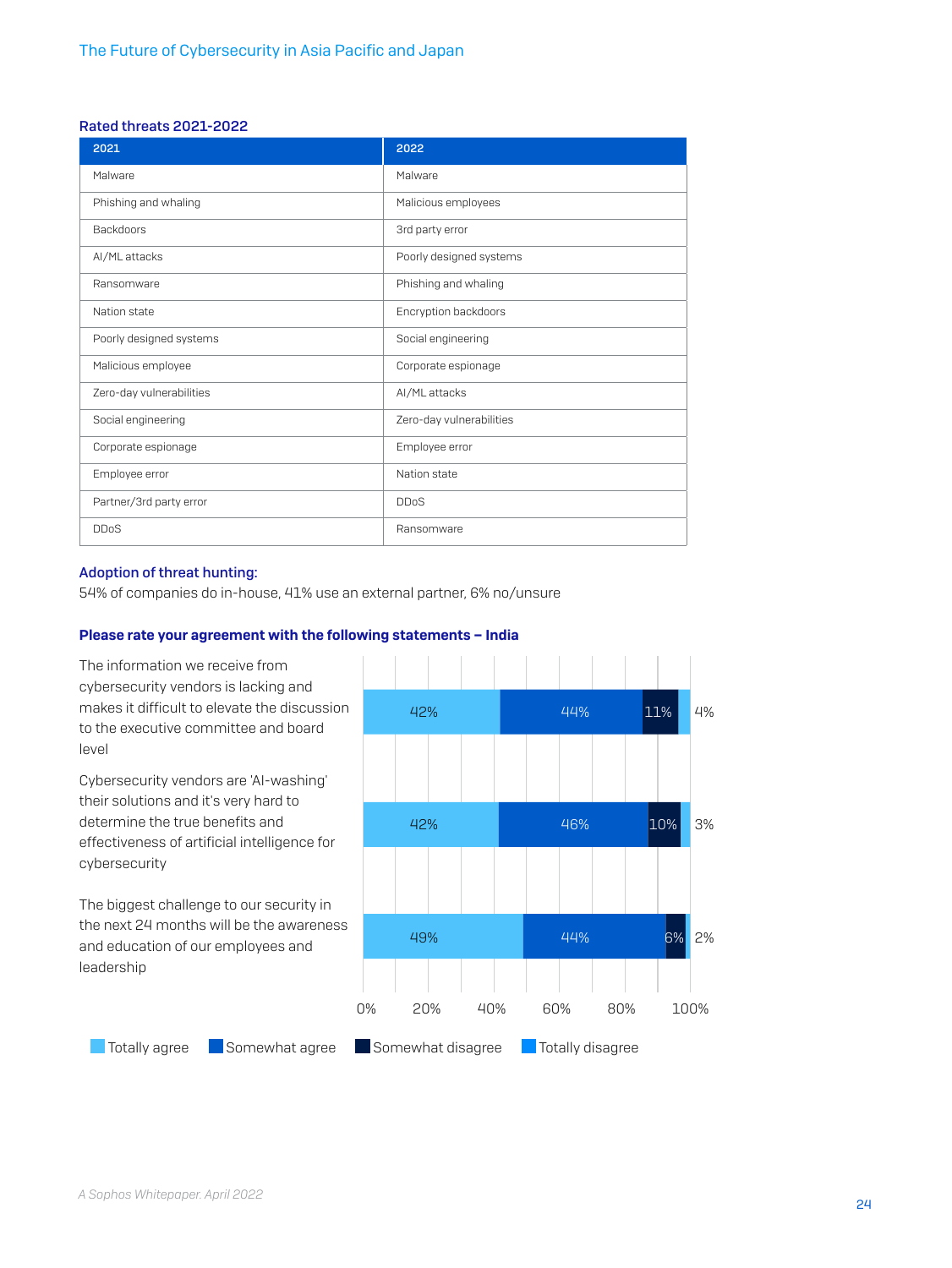### Rated threats 2021-2022

| 2021 | 2022 |
|---|---|
| Malware | Malware |
| Phishing and whaling | Malicious employees |
| Backdoors | 3rd party error |
| AI/ML attacks | Poorly designed systems |
| Ransomware | Phishing and whaling |
| Nation state | Encryption backdoors |
| Poorly designed systems | Social engineering |
| Malicious employee | Corporate espionage |
| Zero-day vulnerabilities | AI/ML attacks |
| Social engineering | Zero-day vulnerabilities |
| Corporate espionage | Employee error |
| Employee error | Nation state |
| Partner/3rd party error | DDoS |
| DDoS | Ransomware |

### Adoption of threat hunting:

54% of companies do in-house, 41% use an external partner, 6% no/unsure

### Please rate your agreement with the following statements – India

| Statement | Totally agree | Somewhat agree | Somewhat disagree | Totally disagree |
|---|---|---|---|---|
| The information we receive from cybersecurity vendors is lacking and makes it difficult to elevate the discussion to the executive committee and board level | 42% | 44% | 11% | 4% |
| Cybersecurity vendors are 'AI-washing' their solutions and it's very hard to determine the true benefits and effectiveness of artificial intelligence for cybersecurity | 42% | 46% | 10% | 3% |
| The biggest challenge to our security in the next 24 months will be the awareness and education of our employees and leadership | 49% | 44% | 6% | 2% |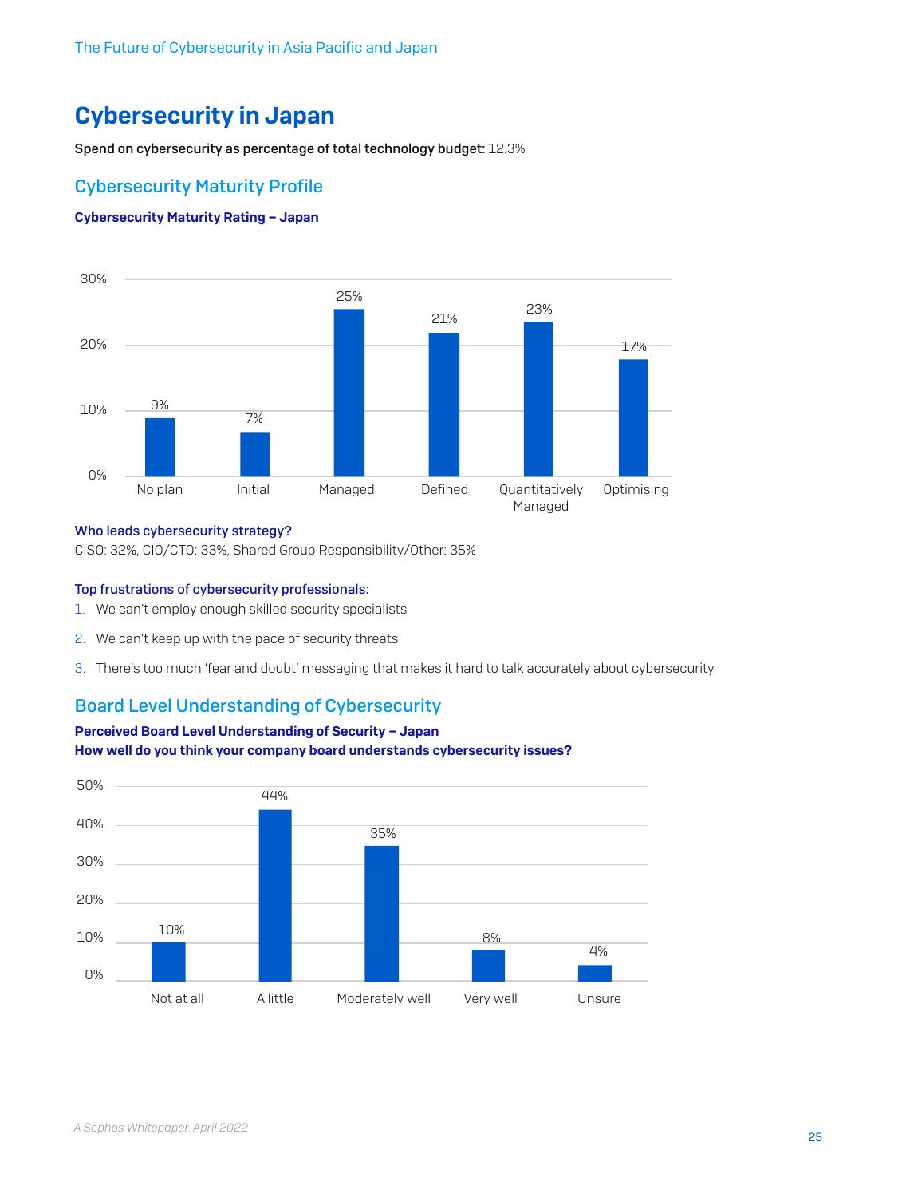# Cybersecurity in Japan

**Spend on cybersecurity as percentage of total technology budget:** 12.3%

## Cybersecurity Maturity Profile

**Cybersecurity Maturity Rating – Japan**

| No plan | Initial | Managed | Defined | Quantitatively Managed | Optimising |
|---|---|---|---|---|---|
| 9% | 7% | 25% | 21% | 23% | 17% |

**Who leads cybersecurity strategy?**

CISO: 32%, CIO/CTO: 33%, Shared Group Responsibility/Other: 35%

**Top frustrations of cybersecurity professionals:**

1. We can't employ enough skilled security specialists
2. We can't keep up with the pace of security threats
3. There's too much 'fear and doubt' messaging that makes it hard to talk accurately about cybersecurity

## Board Level Understanding of Cybersecurity

**Perceived Board Level Understanding of Security – Japan**
**How well do you think your company board understands cybersecurity issues?**

| Not at all | A little | Moderately well | Very well | Unsure |
|---|---|---|---|---|
| 10% | 44% | 35% | 8% | 4% |

*A Sophos Whitepaper. April 2022*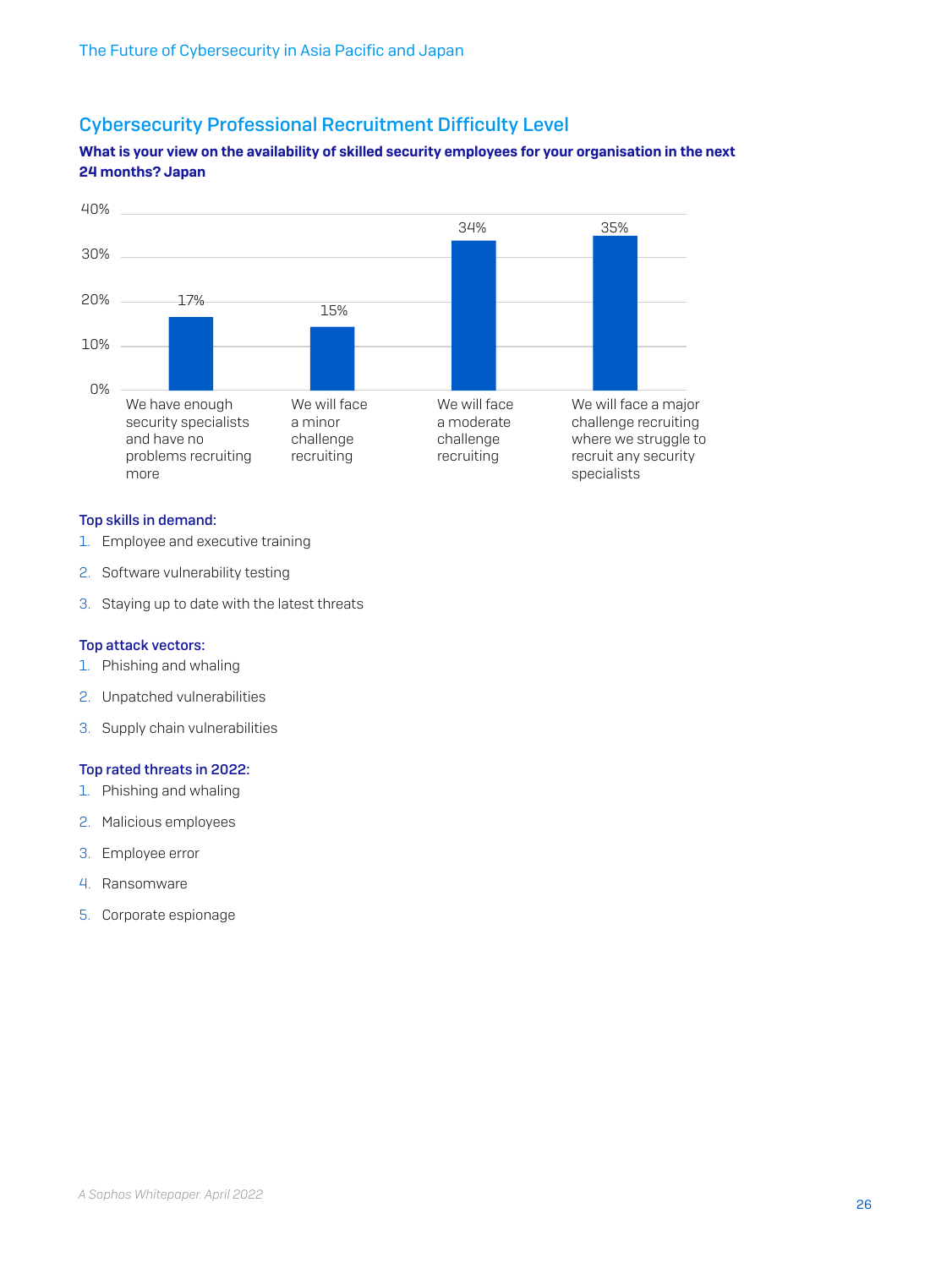## Cybersecurity Professional Recruitment Difficulty Level

**What is your view on the availability of skilled security employees for your organisation in the next 24 months? Japan**

| Response | Percentage |
|---|---|
| We have enough security specialists and have no problems recruiting more | 17% |
| We will face a minor challenge recruiting | 15% |
| We will face a moderate challenge recruiting | 34% |
| We will face a major challenge recruiting where we struggle to recruit any security specialists | 35% |

### Top skills in demand:

1. Employee and executive training
2. Software vulnerability testing
3. Staying up to date with the latest threats

### Top attack vectors:

1. Phishing and whaling
2. Unpatched vulnerabilities
3. Supply chain vulnerabilities

### Top rated threats in 2022:

1. Phishing and whaling
2. Malicious employees
3. Employee error
4. Ransomware
5. Corporate espionage

*A Sophos Whitepaper. April 2022*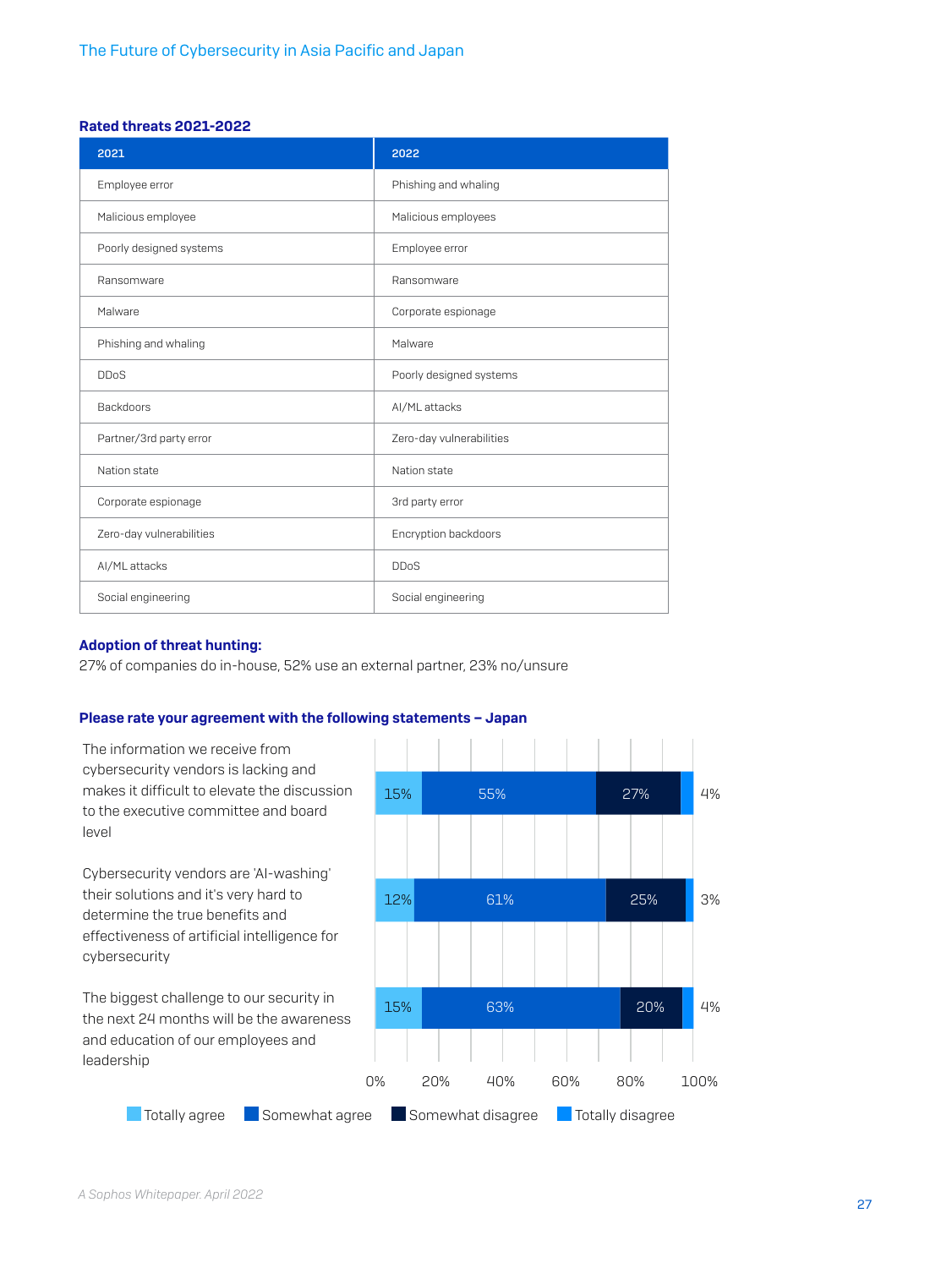**Rated threats 2021-2022**

| 2021 | 2022 |
|---|---|
| Employee error | Phishing and whaling |
| Malicious employee | Malicious employees |
| Poorly designed systems | Employee error |
| Ransomware | Ransomware |
| Malware | Corporate espionage |
| Phishing and whaling | Malware |
| DDoS | Poorly designed systems |
| Backdoors | AI/ML attacks |
| Partner/3rd party error | Zero-day vulnerabilities |
| Nation state | Nation state |
| Corporate espionage | 3rd party error |
| Zero-day vulnerabilities | Encryption backdoors |
| AI/ML attacks | DDoS |
| Social engineering | Social engineering |

**Adoption of threat hunting:**

27% of companies do in-house, 52% use an external partner, 23% no/unsure

**Please rate your agreement with the following statements – Japan**

| Statement | Totally agree | Somewhat agree | Somewhat disagree | Totally disagree |
|---|---|---|---|---|
| The information we receive from cybersecurity vendors is lacking and makes it difficult to elevate the discussion to the executive committee and board level | 15% | 55% | 27% | 4% |
| Cybersecurity vendors are 'AI-washing' their solutions and it's very hard to determine the true benefits and effectiveness of artificial intelligence for cybersecurity | 12% | 61% | 25% | 3% |
| The biggest challenge to our security in the next 24 months will be the awareness and education of our employees and leadership | 15% | 63% | 20% | 4% |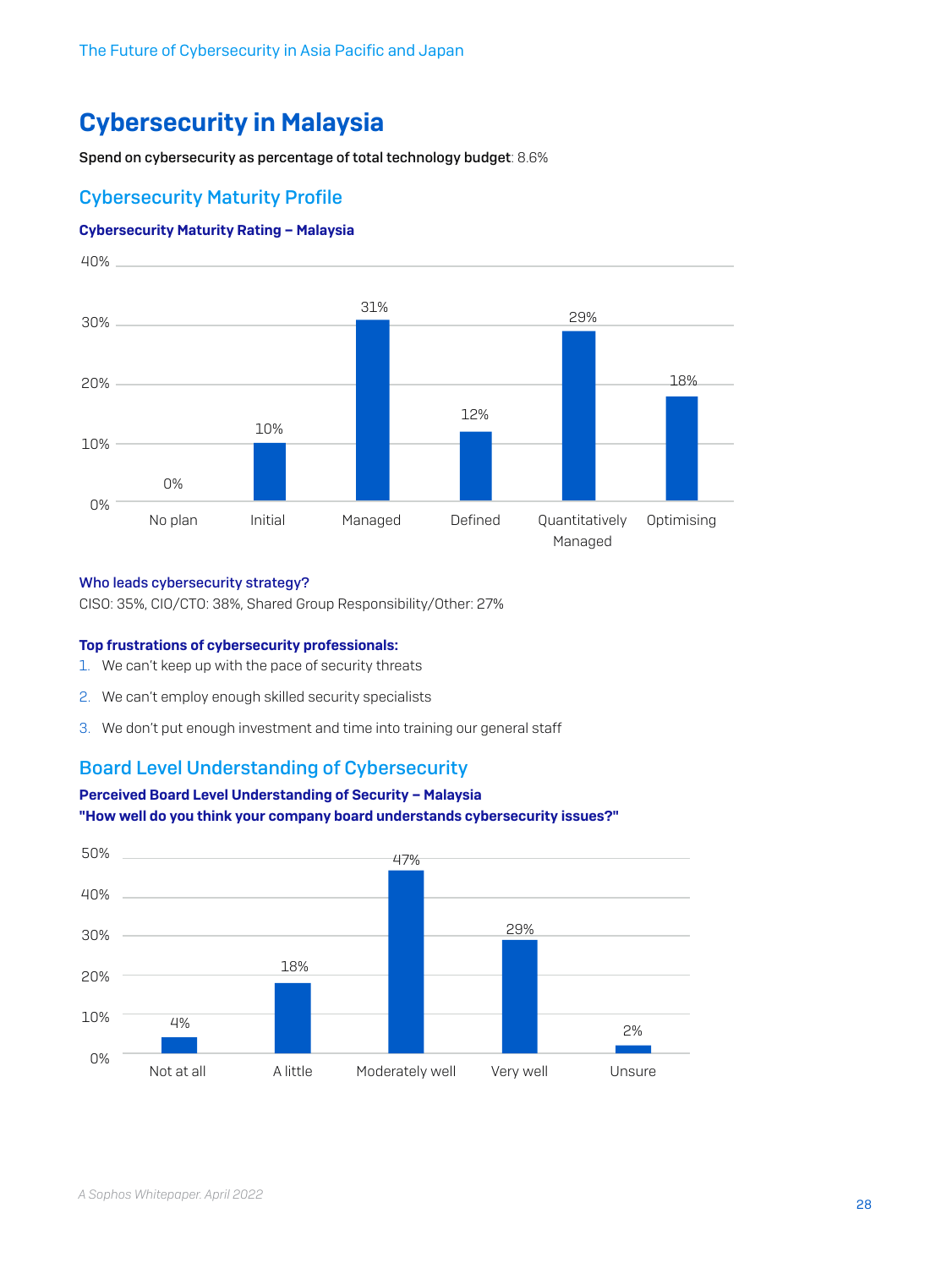# Cybersecurity in Malaysia

**Spend on cybersecurity as percentage of total technology budget**: 8.6%

## Cybersecurity Maturity Profile

**Cybersecurity Maturity Rating – Malaysia**

| No plan | Initial | Managed | Defined | Quantitatively Managed | Optimising |
|---|---|---|---|---|---|
| 0% | 10% | 31% | 12% | 29% | 18% |

**Who leads cybersecurity strategy?**

CISO: 35%, CIO/CTO: 38%, Shared Group Responsibility/Other: 27%

**Top frustrations of cybersecurity professionals:**

1. We can't keep up with the pace of security threats
2. We can't employ enough skilled security specialists
3. We don't put enough investment and time into training our general staff

## Board Level Understanding of Cybersecurity

**Perceived Board Level Understanding of Security – Malaysia**

**"How well do you think your company board understands cybersecurity issues?"**

| Not at all | A little | Moderately well | Very well | Unsure |
|---|---|---|---|---|
| 4% | 18% | 47% | 29% | 2% |

*A Sophos Whitepaper. April 2022*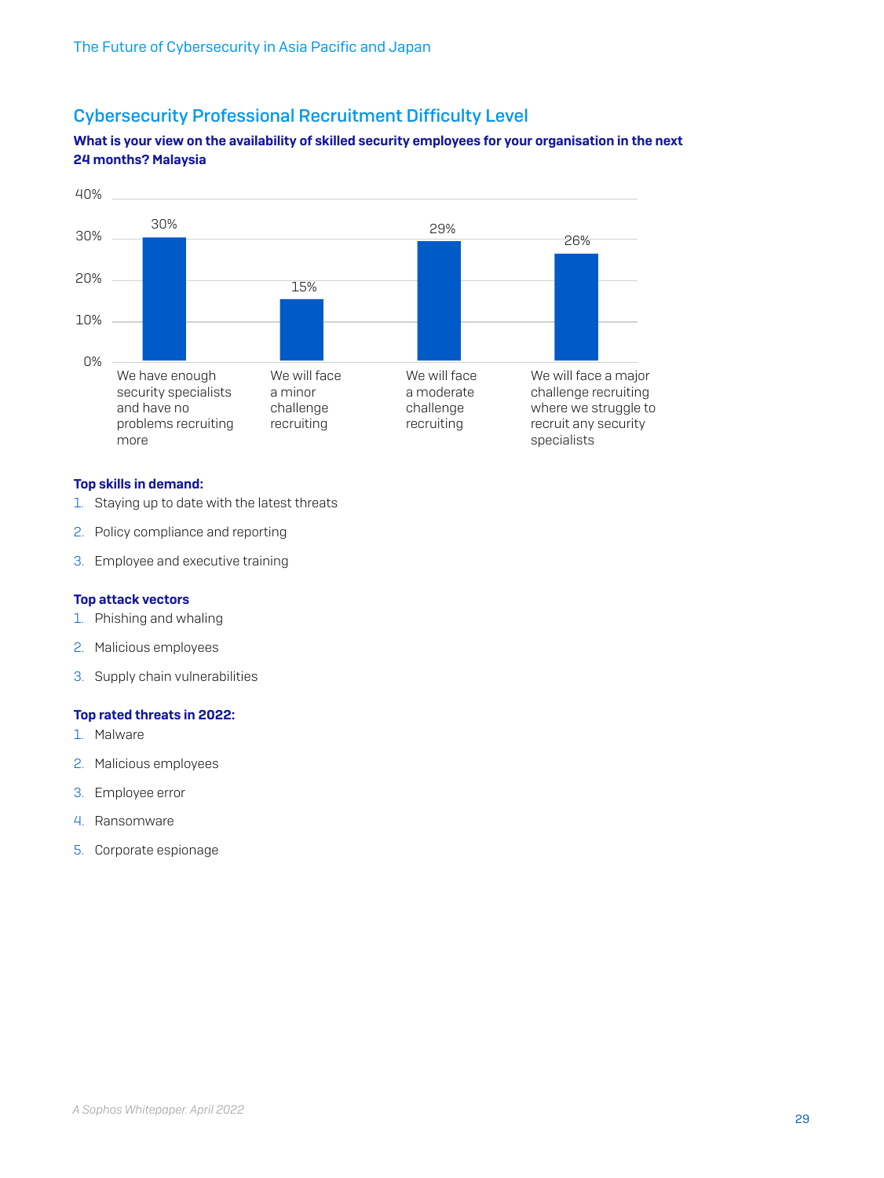## Cybersecurity Professional Recruitment Difficulty Level

**What is your view on the availability of skilled security employees for your organisation in the next 24 months? Malaysia**

| Response | Percentage |
| --- | --- |
| We have enough security specialists and have no problems recruiting more | 30% |
| We will face a minor challenge recruiting | 15% |
| We will face a moderate challenge recruiting | 29% |
| We will face a major challenge recruiting where we struggle to recruit any security specialists | 26% |

**Top skills in demand:**

1. Staying up to date with the latest threats
2. Policy compliance and reporting
3. Employee and executive training

**Top attack vectors**

1. Phishing and whaling
2. Malicious employees
3. Supply chain vulnerabilities

**Top rated threats in 2022:**

1. Malware
2. Malicious employees
3. Employee error
4. Ransomware
5. Corporate espionage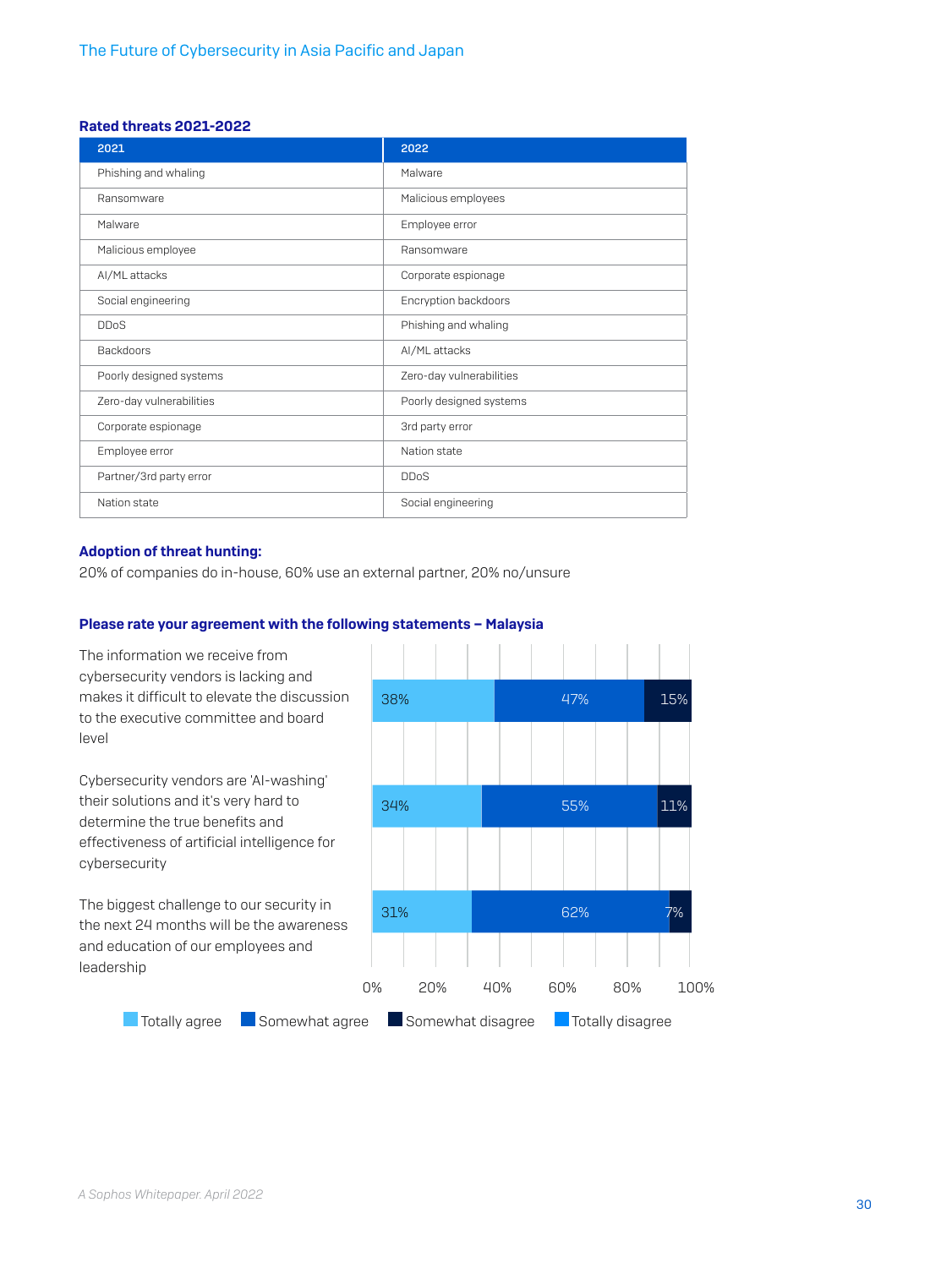### Rated threats 2021-2022

| 2021 | 2022 |
|---|---|
| Phishing and whaling | Malware |
| Ransomware | Malicious employees |
| Malware | Employee error |
| Malicious employee | Ransomware |
| AI/ML attacks | Corporate espionage |
| Social engineering | Encryption backdoors |
| DDoS | Phishing and whaling |
| Backdoors | AI/ML attacks |
| Poorly designed systems | Zero-day vulnerabilities |
| Zero-day vulnerabilities | Poorly designed systems |
| Corporate espionage | 3rd party error |
| Employee error | Nation state |
| Partner/3rd party error | DDoS |
| Nation state | Social engineering |

### Adoption of threat hunting:

20% of companies do in-house, 60% use an external partner, 20% no/unsure

### Please rate your agreement with the following statements – Malaysia

| Statement | Totally agree | Somewhat agree | Somewhat disagree | Totally disagree |
|---|---|---|---|---|
| The information we receive from cybersecurity vendors is lacking and makes it difficult to elevate the discussion to the executive committee and board level | 38% | 47% | 15% | |
| Cybersecurity vendors are 'AI-washing' their solutions and it's very hard to determine the true benefits and effectiveness of artificial intelligence for cybersecurity | 34% | 55% | 11% | |
| The biggest challenge to our security in the next 24 months will be the awareness and education of our employees and leadership | 31% | 62% | 7% | |

*A Sophos Whitepaper. April 2022*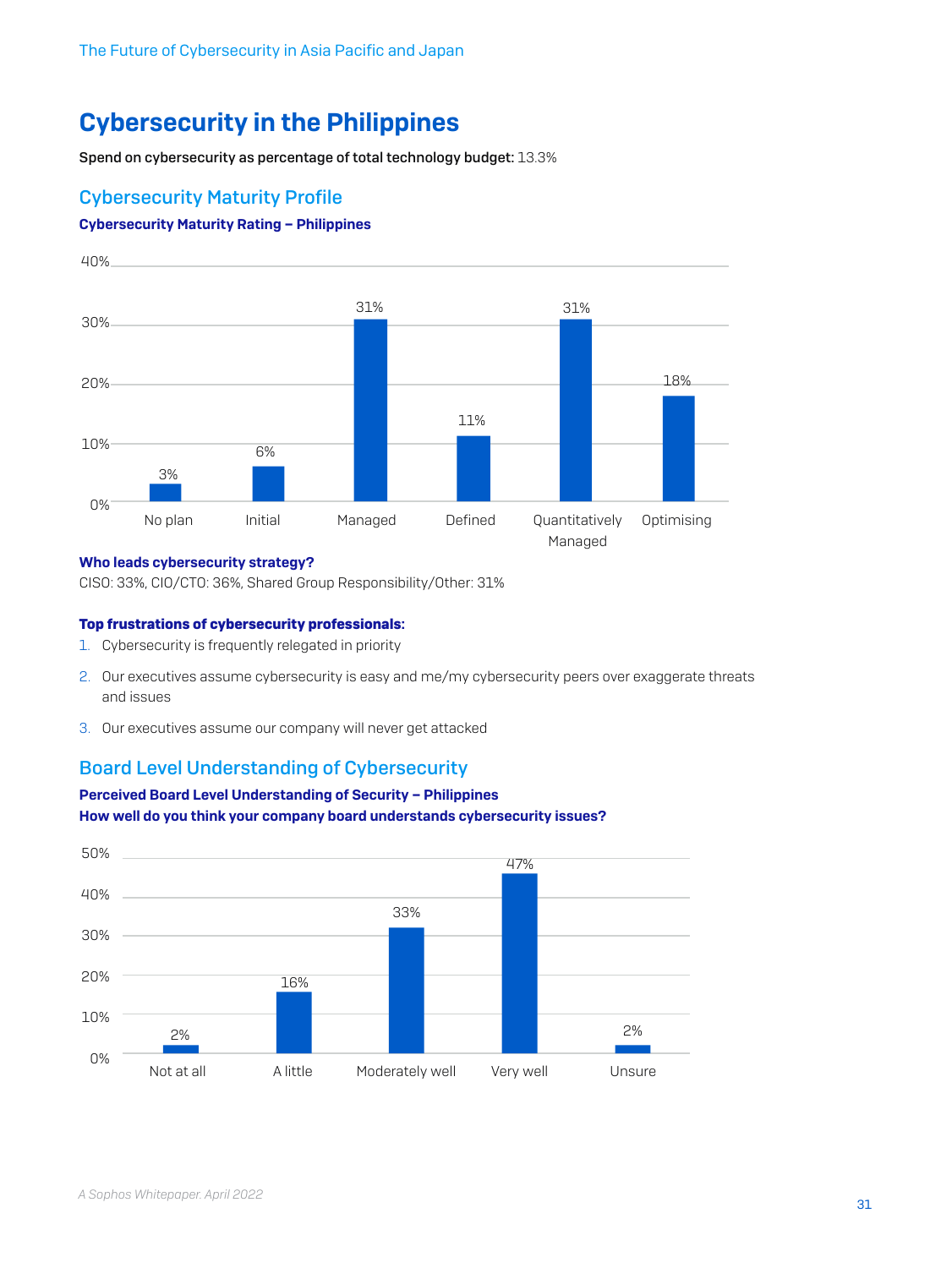# Cybersecurity in the Philippines

**Spend on cybersecurity as percentage of total technology budget:** 13.3%

## Cybersecurity Maturity Profile

**Cybersecurity Maturity Rating – Philippines**

| Rating | Percentage |
|---|---|
| No plan | 3% |
| Initial | 6% |
| Managed | 31% |
| Defined | 11% |
| Quantitatively Managed | 31% |
| Optimising | 18% |

**Who leads cybersecurity strategy?**

CISO: 33%, CIO/CTO: 36%, Shared Group Responsibility/Other: 31%

**Top frustrations of cybersecurity professionals:**

1. Cybersecurity is frequently relegated in priority
2. Our executives assume cybersecurity is easy and me/my cybersecurity peers over exaggerate threats and issues
3. Our executives assume our company will never get attacked

## Board Level Understanding of Cybersecurity

**Perceived Board Level Understanding of Security – Philippines**
**How well do you think your company board understands cybersecurity issues?**

| Response | Percentage |
|---|---|
| Not at all | 2% |
| A little | 16% |
| Moderately well | 33% |
| Very well | 47% |
| Unsure | 2% |

*A Sophos Whitepaper. April 2022*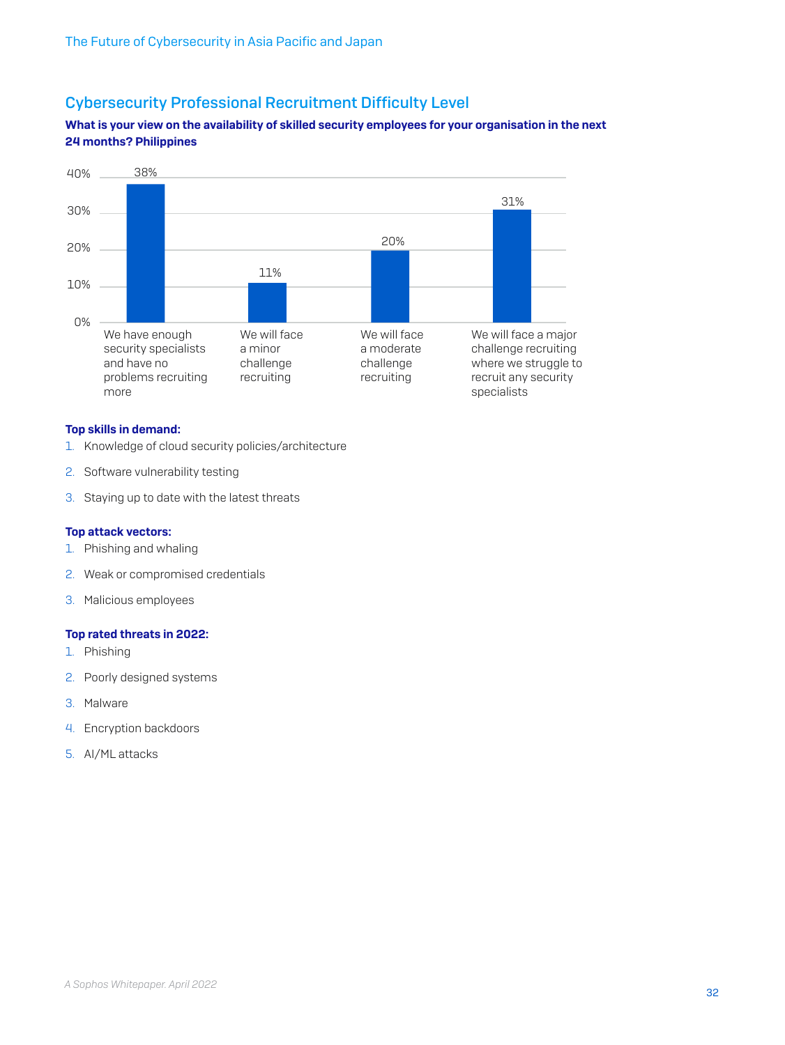## Cybersecurity Professional Recruitment Difficulty Level

**What is your view on the availability of skilled security employees for your organisation in the next 24 months? Philippines**

| Response | Percentage |
| --- | --- |
| We have enough security specialists and have no problems recruiting more | 38% |
| We will face a minor challenge recruiting | 11% |
| We will face a moderate challenge recruiting | 20% |
| We will face a major challenge recruiting where we struggle to recruit any security specialists | 31% |

**Top skills in demand:**

1. Knowledge of cloud security policies/architecture
2. Software vulnerability testing
3. Staying up to date with the latest threats

**Top attack vectors:**

1. Phishing and whaling
2. Weak or compromised credentials
3. Malicious employees

**Top rated threats in 2022:**

1. Phishing
2. Poorly designed systems
3. Malware
4. Encryption backdoors
5. AI/ML attacks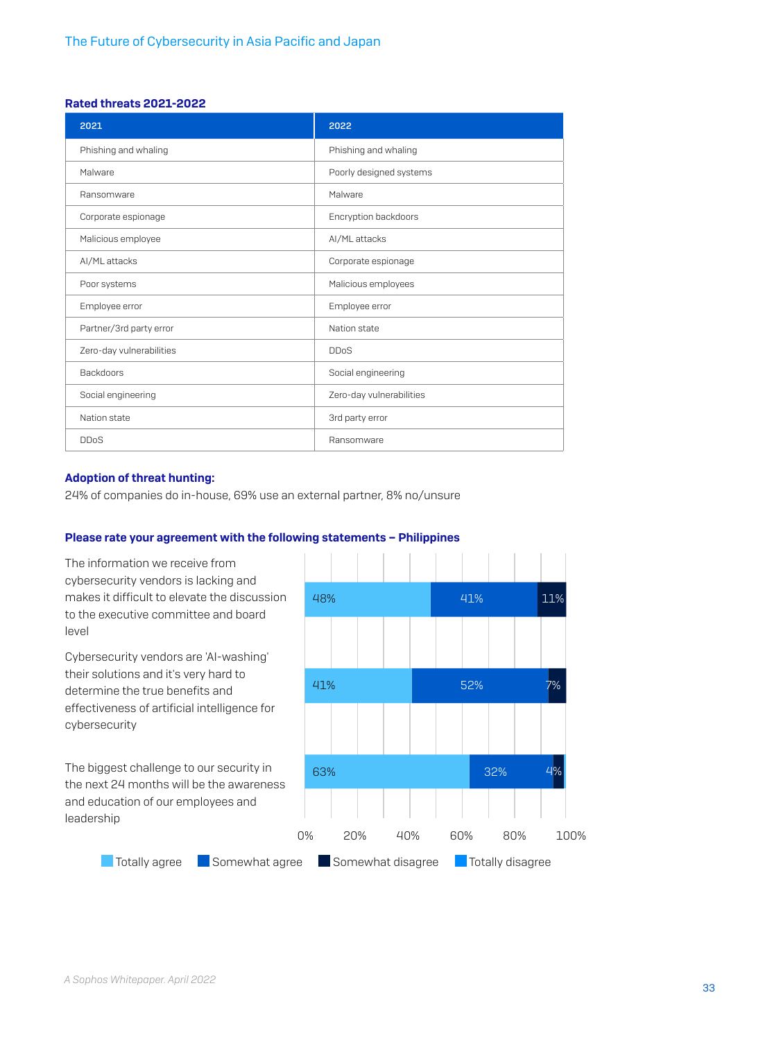### Rated threats 2021-2022

| 2021 | 2022 |
|---|---|
| Phishing and whaling | Phishing and whaling |
| Malware | Poorly designed systems |
| Ransomware | Malware |
| Corporate espionage | Encryption backdoors |
| Malicious employee | AI/ML attacks |
| AI/ML attacks | Corporate espionage |
| Poor systems | Malicious employees |
| Employee error | Employee error |
| Partner/3rd party error | Nation state |
| Zero-day vulnerabilities | DDoS |
| Backdoors | Social engineering |
| Social engineering | Zero-day vulnerabilities |
| Nation state | 3rd party error |
| DDoS | Ransomware |

### Adoption of threat hunting:

24% of companies do in-house, 69% use an external partner, 8% no/unsure

### Please rate your agreement with the following statements – Philippines

| Statement | Totally agree | Somewhat agree | Somewhat disagree | Totally disagree |
|---|---|---|---|---|
| The information we receive from cybersecurity vendors is lacking and makes it difficult to elevate the discussion to the executive committee and board level | 48% | 41% | 11% | |
| Cybersecurity vendors are 'AI-washing' their solutions and it's very hard to determine the true benefits and effectiveness of artificial intelligence for cybersecurity | 41% | 52% | 7% | |
| The biggest challenge to our security in the next 24 months will be the awareness and education of our employees and leadership | 63% | 32% | 4% | |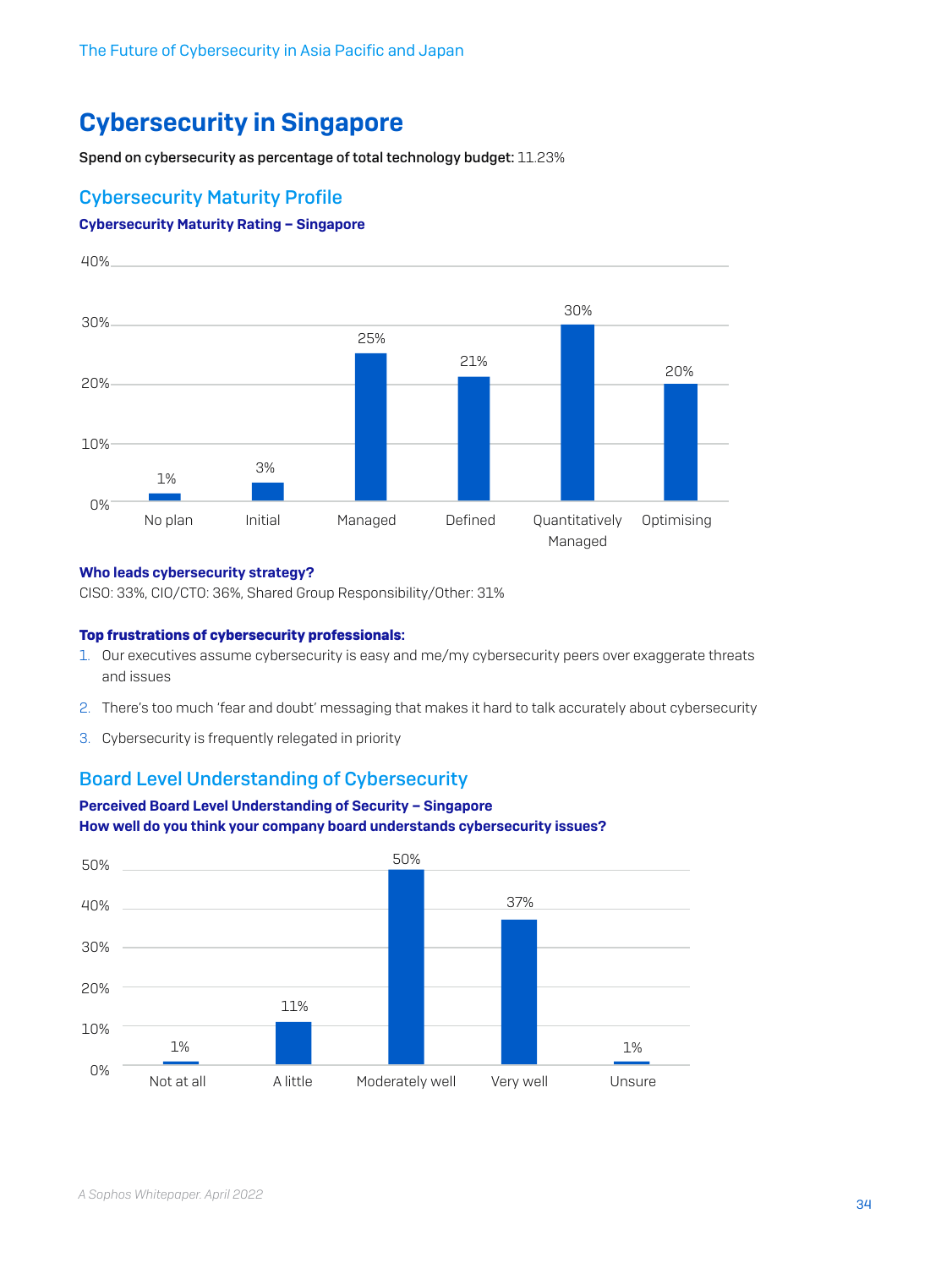# Cybersecurity in Singapore

**Spend on cybersecurity as percentage of total technology budget:** 11.23%

## Cybersecurity Maturity Profile

**Cybersecurity Maturity Rating – Singapore**

| No plan | Initial | Managed | Defined | Quantitatively Managed | Optimising |
|---|---|---|---|---|---|
| 1% | 3% | 25% | 21% | 30% | 20% |

**Who leads cybersecurity strategy?**

CISO: 33%, CIO/CTO: 36%, Shared Group Responsibility/Other: 31%

**Top frustrations of cybersecurity professionals:**

1. Our executives assume cybersecurity is easy and me/my cybersecurity peers over exaggerate threats and issues
2. There's too much 'fear and doubt' messaging that makes it hard to talk accurately about cybersecurity
3. Cybersecurity is frequently relegated in priority

## Board Level Understanding of Cybersecurity

**Perceived Board Level Understanding of Security – Singapore**
**How well do you think your company board understands cybersecurity issues?**

| Not at all | A little | Moderately well | Very well | Unsure |
|---|---|---|---|---|
| 1% | 11% | 50% | 37% | 1% |

*A Sophos Whitepaper. April 2022*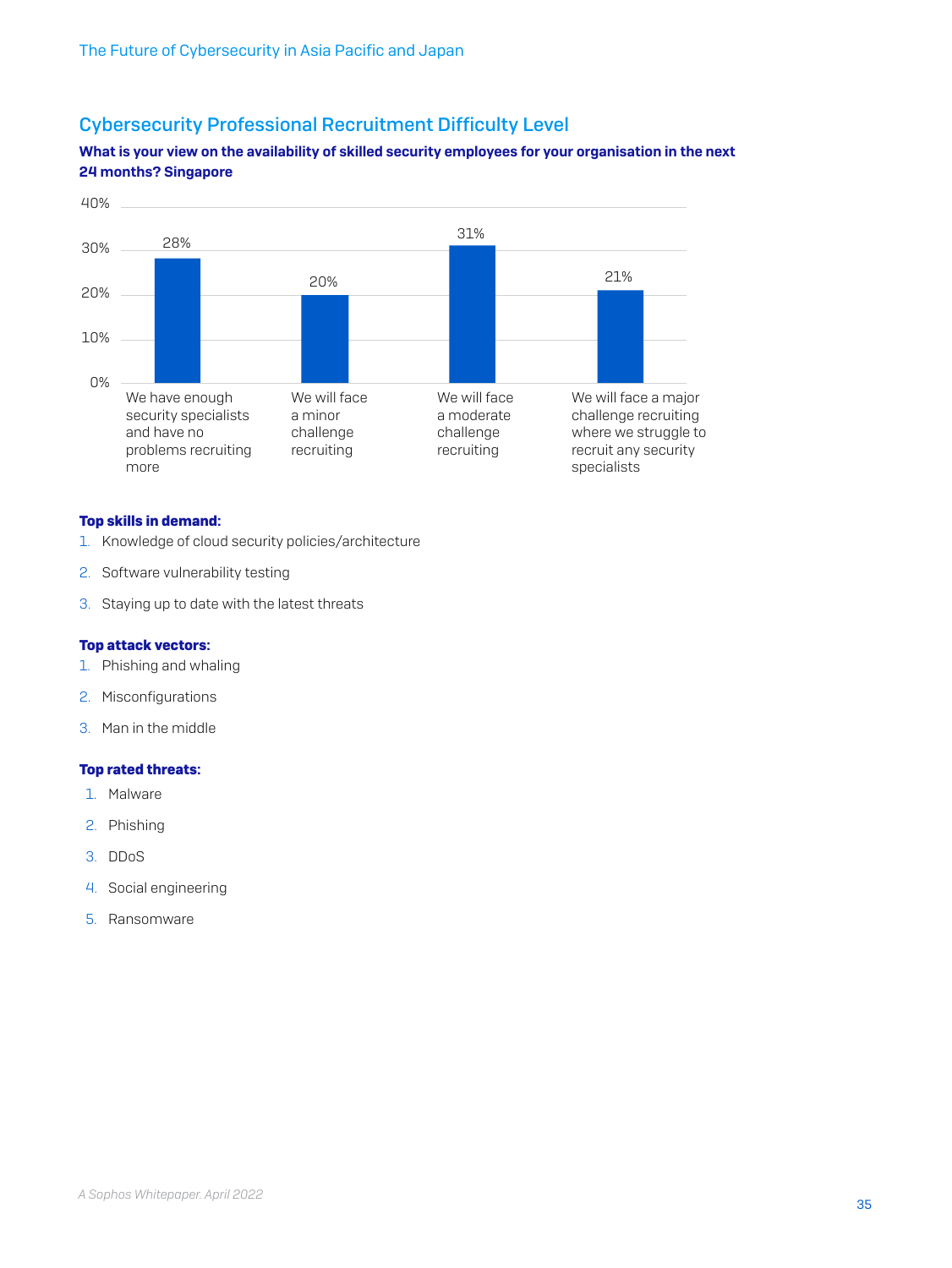## Cybersecurity Professional Recruitment Difficulty Level

**What is your view on the availability of skilled security employees for your organisation in the next 24 months? Singapore**

| Response | Percentage |
| --- | --- |
| We have enough security specialists and have no problems recruiting more | 28% |
| We will face a minor challenge recruiting | 20% |
| We will face a moderate challenge recruiting | 31% |
| We will face a major challenge recruiting where we struggle to recruit any security specialists | 21% |

**Top skills in demand:**

1. Knowledge of cloud security policies/architecture
2. Software vulnerability testing
3. Staying up to date with the latest threats

**Top attack vectors:**

1. Phishing and whaling
2. Misconfigurations
3. Man in the middle

**Top rated threats:**

1. Malware
2. Phishing
3. DDoS
4. Social engineering
5. Ransomware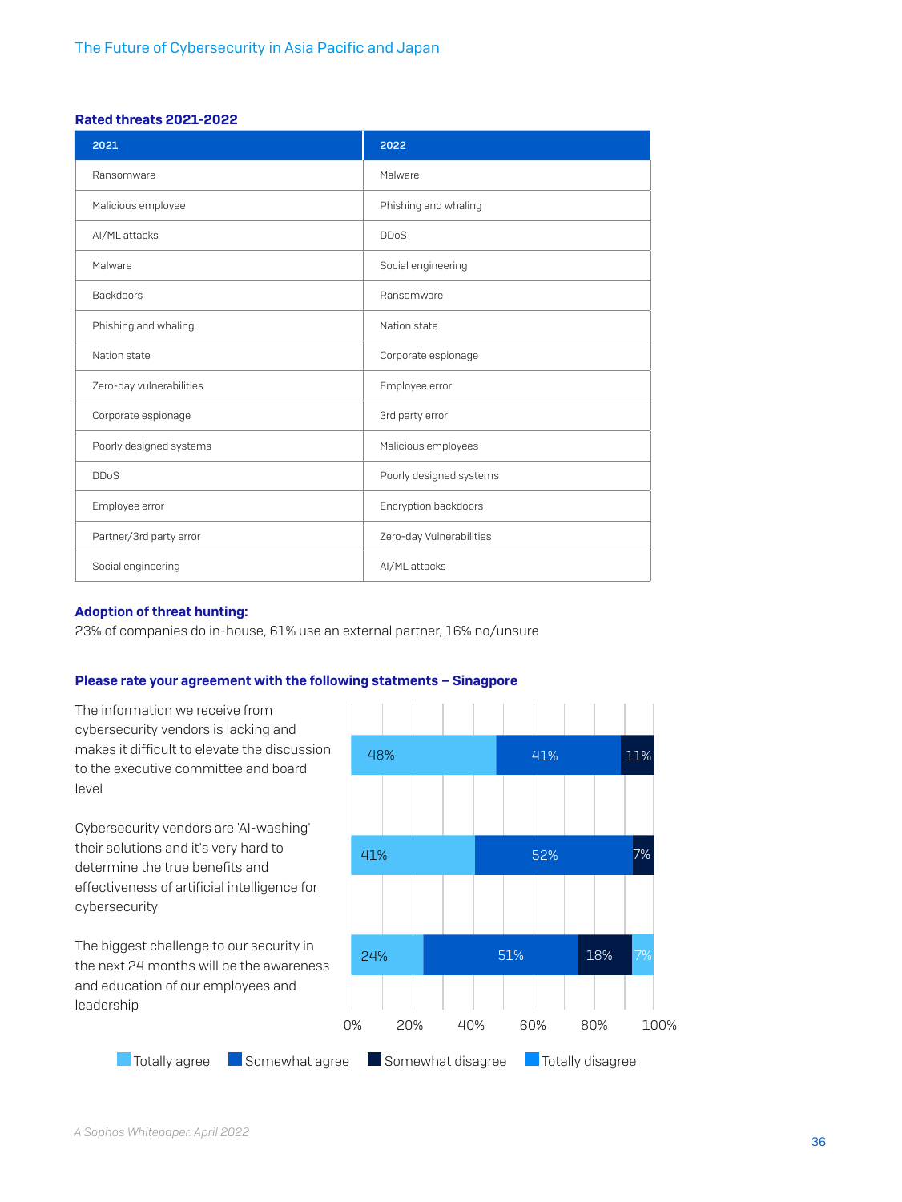**Rated threats 2021-2022**

| 2021 | 2022 |
|---|---|
| Ransomware | Malware |
| Malicious employee | Phishing and whaling |
| AI/ML attacks | DDoS |
| Malware | Social engineering |
| Backdoors | Ransomware |
| Phishing and whaling | Nation state |
| Nation state | Corporate espionage |
| Zero-day vulnerabilities | Employee error |
| Corporate espionage | 3rd party error |
| Poorly designed systems | Malicious employees |
| DDoS | Poorly designed systems |
| Employee error | Encryption backdoors |
| Partner/3rd party error | Zero-day Vulnerabilities |
| Social engineering | AI/ML attacks |

**Adoption of threat hunting:**

23% of companies do in-house, 61% use an external partner, 16% no/unsure

**Please rate your agreement with the following statments – Sinagpore**

| Statement | Totally agree | Somewhat agree | Somewhat disagree | Totally disagree |
|---|---|---|---|---|
| The information we receive from cybersecurity vendors is lacking and makes it difficult to elevate the discussion to the executive committee and board level | 48% | 41% | 11% | |
| Cybersecurity vendors are 'AI-washing' their solutions and it's very hard to determine the true benefits and effectiveness of artificial intelligence for cybersecurity | 41% | 52% | 7% | |
| The biggest challenge to our security in the next 24 months will be the awareness and education of our employees and leadership | 24% | 51% | 18% | 7% |

*A Sophos Whitepaper. April 2022*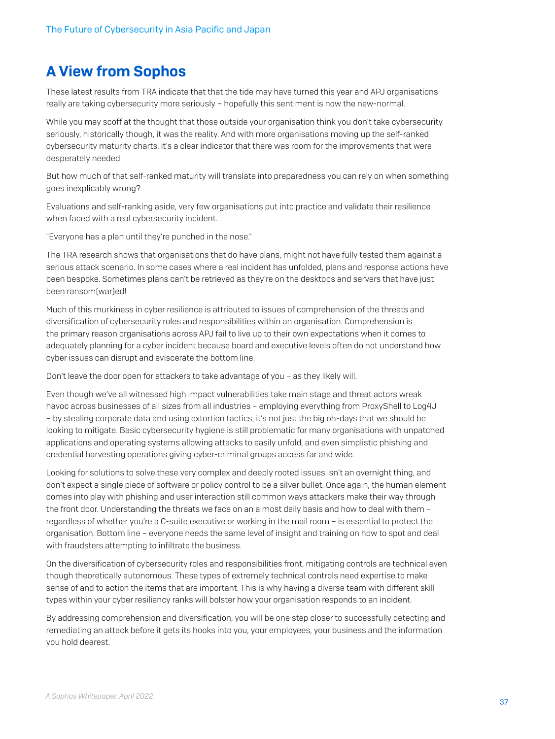## A View from Sophos

These latest results from TRA indicate that that the tide may have turned this year and APJ organisations really are taking cybersecurity more seriously – hopefully this sentiment is now the new-normal.

While you may scoff at the thought that those outside your organisation think you don't take cybersecurity seriously, historically though, it was the reality. And with more organisations moving up the self-ranked cybersecurity maturity charts, it's a clear indicator that there was room for the improvements that were desperately needed.

But how much of that self-ranked maturity will translate into preparedness you can rely on when something goes inexplicably wrong?

Evaluations and self-ranking aside, very few organisations put into practice and validate their resilience when faced with a real cybersecurity incident.

"Everyone has a plan until they're punched in the nose."

The TRA research shows that organisations that do have plans, might not have fully tested them against a serious attack scenario. In some cases where a real incident has unfolded, plans and response actions have been bespoke. Sometimes plans can't be retrieved as they're on the desktops and servers that have just been ransom(war)ed!

Much of this murkiness in cyber resilience is attributed to issues of comprehension of the threats and diversification of cybersecurity roles and responsibilities within an organisation. Comprehension is the primary reason organisations across APJ fail to live up to their own expectations when it comes to adequately planning for a cyber incident because board and executive levels often do not understand how cyber issues can disrupt and eviscerate the bottom line.

Don't leave the door open for attackers to take advantage of you – as they likely will.

Even though we've all witnessed high impact vulnerabilities take main stage and threat actors wreak havoc across businesses of all sizes from all industries – employing everything from ProxyShell to Log4J – by stealing corporate data and using extortion tactics, it's not just the big oh-days that we should be looking to mitigate. Basic cybersecurity hygiene is still problematic for many organisations with unpatched applications and operating systems allowing attacks to easily unfold, and even simplistic phishing and credential harvesting operations giving cyber-criminal groups access far and wide.

Looking for solutions to solve these very complex and deeply rooted issues isn't an overnight thing, and don't expect a single piece of software or policy control to be a silver bullet. Once again, the human element comes into play with phishing and user interaction still common ways attackers make their way through the front door. Understanding the threats we face on an almost daily basis and how to deal with them – regardless of whether you're a C-suite executive or working in the mail room – is essential to protect the organisation. Bottom line – everyone needs the same level of insight and training on how to spot and deal with fraudsters attempting to infiltrate the business.

On the diversification of cybersecurity roles and responsibilities front, mitigating controls are technical even though theoretically autonomous. These types of extremely technical controls need expertise to make sense of and to action the items that are important. This is why having a diverse team with different skill types within your cyber resiliency ranks will bolster how your organisation responds to an incident.

By addressing comprehension and diversification, you will be one step closer to successfully detecting and remediating an attack before it gets its hooks into you, your employees, your business and the information you hold dearest.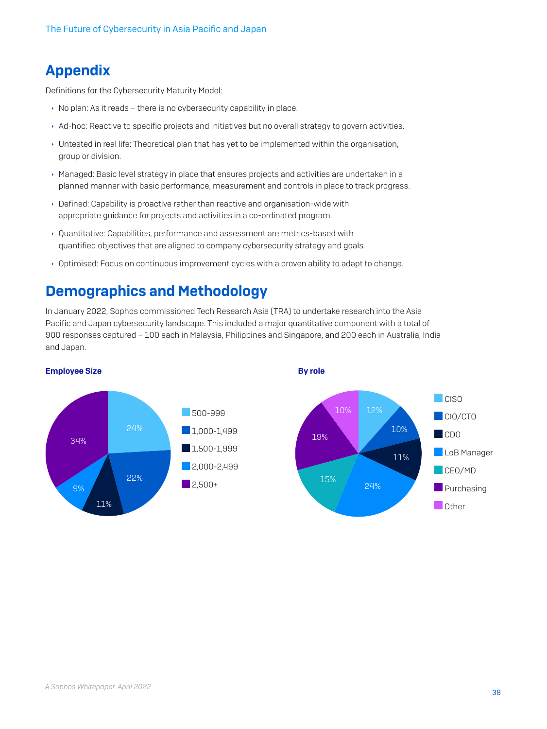# Appendix

Definitions for the Cybersecurity Maturity Model:

- No plan: As it reads – there is no cybersecurity capability in place.
- Ad-hoc: Reactive to specific projects and initiatives but no overall strategy to govern activities.
- Untested in real life: Theoretical plan that has yet to be implemented within the organisation, group or division.
- Managed: Basic level strategy in place that ensures projects and activities are undertaken in a planned manner with basic performance, measurement and controls in place to track progress.
- Defined: Capability is proactive rather than reactive and organisation-wide with appropriate guidance for projects and activities in a co-ordinated program.
- Quantitative: Capabilities, performance and assessment are metrics-based with quantified objectives that are aligned to company cybersecurity strategy and goals.
- Optimised: Focus on continuous improvement cycles with a proven ability to adapt to change.

# Demographics and Methodology

In January 2022, Sophos commissioned Tech Research Asia (TRA) to undertake research into the Asia Pacific and Japan cybersecurity landscape. This included a major quantitative component with a total of 900 responses captured – 100 each in Malaysia, Philippines and Singapore, and 200 each in Australia, India and Japan.

**Employee Size**

| Employee Size | % |
|---|---|
| 500-999 | 24% |
| 1,000-1,499 | 22% |
| 1,500-1,999 | 11% |
| 2,000-2,499 | 9% |
| 2,500+ | 34% |

**By role**

| Role | % |
|---|---|
| CISO | 12% |
| CIO/CTO | 10% |
| CDO | 11% |
| LoB Manager | 24% |
| CEO/MD | 15% |
| Purchasing | 19% |
| Other | 10% |

*A Sophos Whitepaper. April 2022*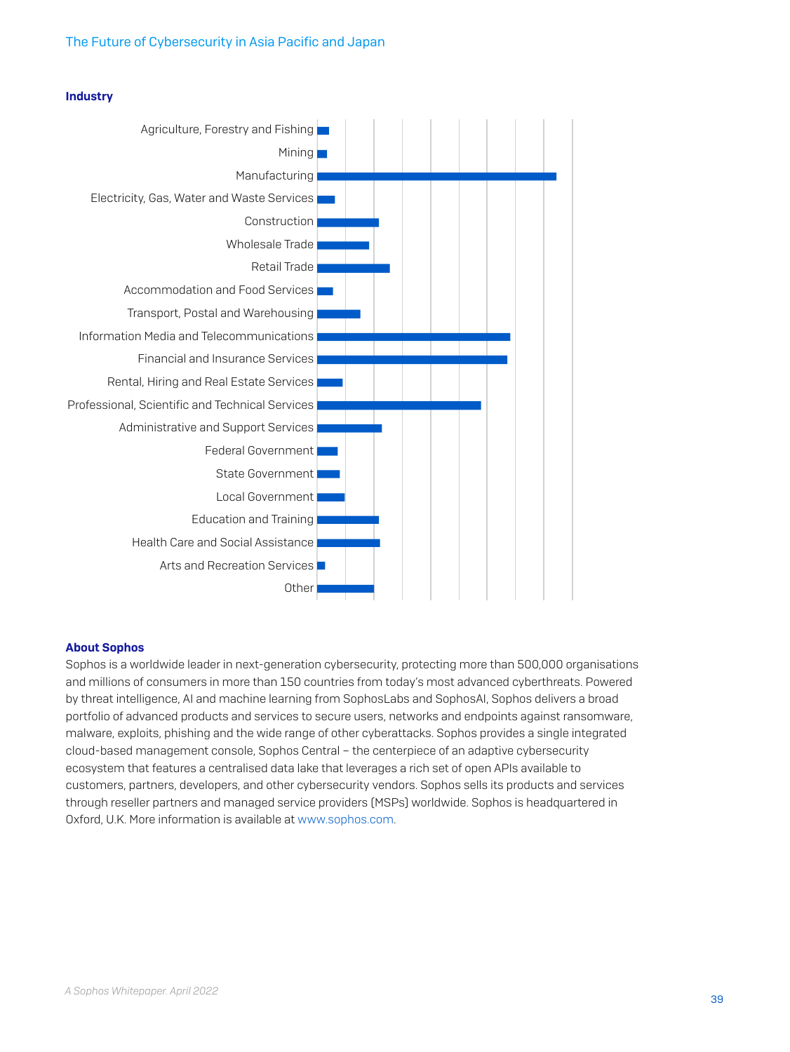### Industry

Agriculture, Forestry and Fishing
Mining
Manufacturing
Electricity, Gas, Water and Waste Services
Construction
Wholesale Trade
Retail Trade
Accommodation and Food Services
Transport, Postal and Warehousing
Information Media and Telecommunications
Financial and Insurance Services
Rental, Hiring and Real Estate Services
Professional, Scientific and Technical Services
Administrative and Support Services
Federal Government
State Government
Local Government
Education and Training
Health Care and Social Assistance
Arts and Recreation Services
Other

### About Sophos

Sophos is a worldwide leader in next-generation cybersecurity, protecting more than 500,000 organisations and millions of consumers in more than 150 countries from today's most advanced cyberthreats. Powered by threat intelligence, AI and machine learning from SophosLabs and SophosAI, Sophos delivers a broad portfolio of advanced products and services to secure users, networks and endpoints against ransomware, malware, exploits, phishing and the wide range of other cyberattacks. Sophos provides a single integrated cloud-based management console, Sophos Central – the centerpiece of an adaptive cybersecurity ecosystem that features a centralised data lake that leverages a rich set of open APIs available to customers, partners, developers, and other cybersecurity vendors. Sophos sells its products and services through reseller partners and managed service providers (MSPs) worldwide. Sophos is headquartered in Oxford, U.K. More information is available at www.sophos.com.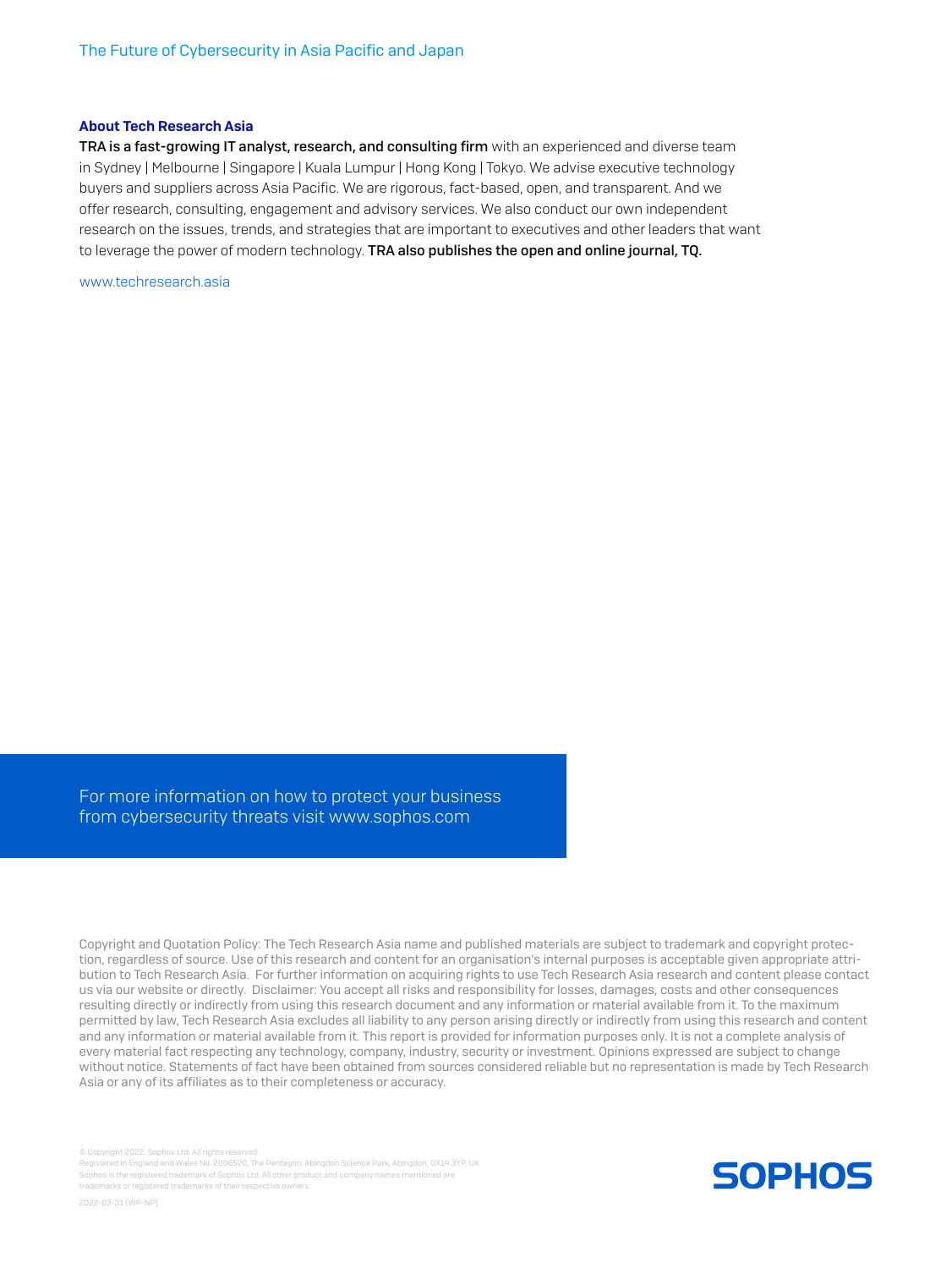### About Tech Research Asia

**TRA is a fast-growing IT analyst, research, and consulting firm** with an experienced and diverse team in Sydney | Melbourne | Singapore | Kuala Lumpur | Hong Kong | Tokyo. We advise executive technology buyers and suppliers across Asia Pacific. We are rigorous, fact-based, open, and transparent. And we offer research, consulting, engagement and advisory services. We also conduct our own independent research on the issues, trends, and strategies that are important to executives and other leaders that want to leverage the power of modern technology. **TRA also publishes the open and online journal, TQ.**

www.techresearch.asia

For more information on how to protect your business from cybersecurity threats visit www.sophos.com

Copyright and Quotation Policy: The Tech Research Asia name and published materials are subject to trademark and copyright protection, regardless of source. Use of this research and content for an organisation's internal purposes is acceptable given appropriate attribution to Tech Research Asia. For further information on acquiring rights to use Tech Research Asia research and content please contact us via our website or directly. Disclaimer: You accept all risks and responsibility for losses, damages, costs and other consequences resulting directly or indirectly from using this research document and any information or material available from it. To the maximum permitted by law, Tech Research Asia excludes all liability to any person arising directly or indirectly from using this research and content and any information or material available from it. This report is provided for information purposes only. It is not a complete analysis of every material fact respecting any technology, company, industry, security or investment. Opinions expressed are subject to change without notice. Statements of fact have been obtained from sources considered reliable but no representation is made by Tech Research Asia or any of its affiliates as to their completeness or accuracy.

© Copyright 2022. Sophos Ltd. All rights reserved.
Registered in England and Wales No. 2096520, The Pentagon, Abingdon Science Park, Abingdon, OX14 3YP, UK
Sophos is the registered trademark of Sophos Ltd. All other product and company names mentioned are trademarks or registered trademarks of their respective owners.

2022-03-31 (WP-NP)

SOPHOS